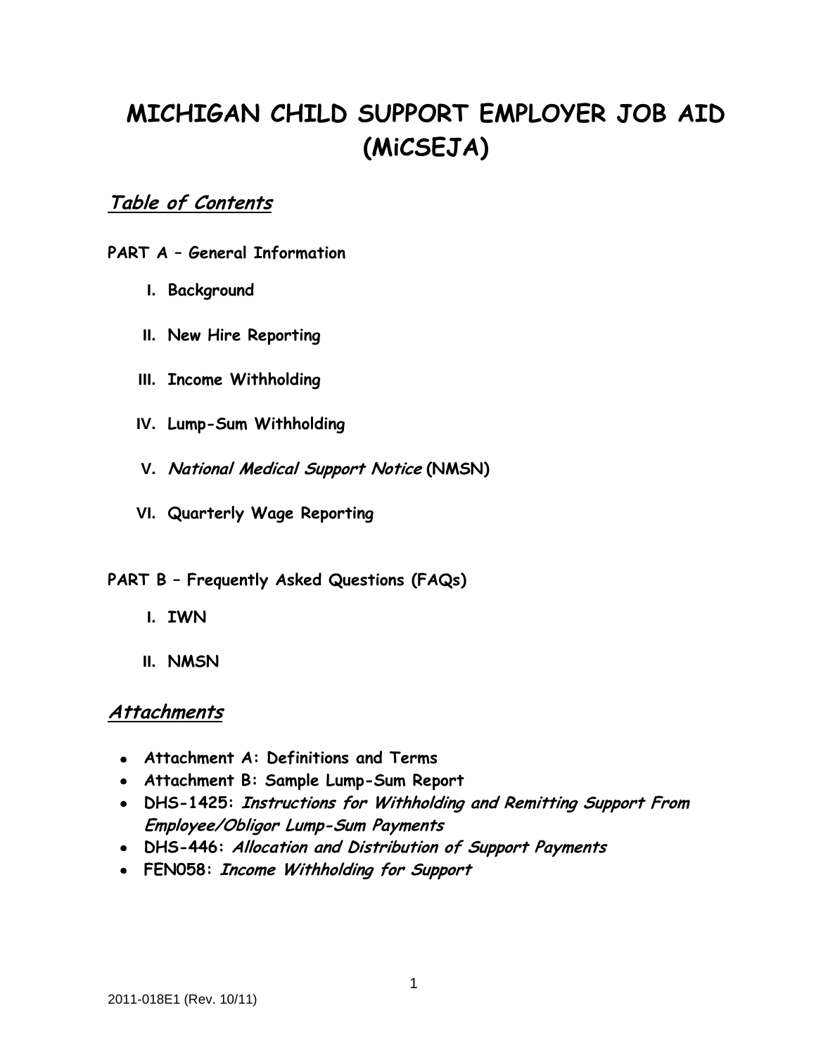# MICHIGAN CHILD SUPPORT EMPLOYER JOB AID (MiCSEJA)

## *Table of Contents*

**PART A – General Information**

- **I. Background**
- **II. New Hire Reporting**
- **III. Income Withholding**
- **IV. Lump-Sum Withholding**
- **V. *National Medical Support Notice* (NMSN)**
- **VI. Quarterly Wage Reporting**

**PART B – Frequently Asked Questions (FAQs)**

- **I. IWN**
- **II. NMSN**

## *Attachments*

- **Attachment A: Definitions and Terms**
- **Attachment B: Sample Lump-Sum Report**
- **DHS-1425: *Instructions for Withholding and Remitting Support From Employee/Obligor Lump-Sum Payments***
- **DHS-446: *Allocation and Distribution of Support Payments***
- **FEN058: *Income Withholding for Support***

2011-018E1 (Rev. 10/11)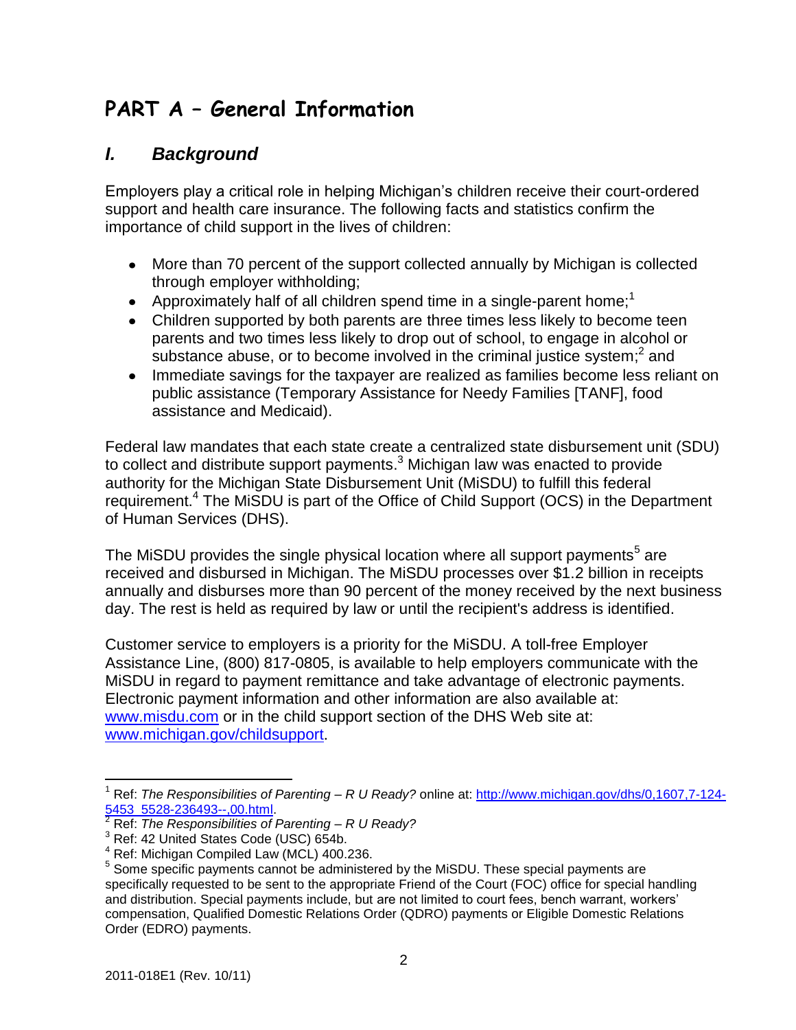# PART A – General Information

## *I. Background*

Employers play a critical role in helping Michigan's children receive their court-ordered support and health care insurance. The following facts and statistics confirm the importance of child support in the lives of children:

- More than 70 percent of the support collected annually by Michigan is collected through employer withholding;
- Approximately half of all children spend time in a single-parent home;[1]
- Children supported by both parents are three times less likely to become teen parents and two times less likely to drop out of school, to engage in alcohol or substance abuse, or to become involved in the criminal justice system;[2] and
- Immediate savings for the taxpayer are realized as families become less reliant on public assistance (Temporary Assistance for Needy Families [TANF], food assistance and Medicaid).

Federal law mandates that each state create a centralized state disbursement unit (SDU) to collect and distribute support payments.[3] Michigan law was enacted to provide authority for the Michigan State Disbursement Unit (MiSDU) to fulfill this federal requirement.[4] The MiSDU is part of the Office of Child Support (OCS) in the Department of Human Services (DHS).

The MiSDU provides the single physical location where all support payments[5] are received and disbursed in Michigan. The MiSDU processes over $1.2 billion in receipts annually and disburses more than 90 percent of the money received by the next business day. The rest is held as required by law or until the recipient's address is identified.

Customer service to employers is a priority for the MiSDU. A toll-free Employer Assistance Line, (800) 817-0805, is available to help employers communicate with the MiSDU in regard to payment remittance and take advantage of electronic payments. Electronic payment information and other information are also available at: www.misdu.com or in the child support section of the DHS Web site at: www.michigan.gov/childsupport.

---

[1] Ref: *The Responsibilities of Parenting – R U Ready?* online at: http://www.michigan.gov/dhs/0,1607,7-124-5453_5528-236493--,00.html.

[2] Ref: *The Responsibilities of Parenting – R U Ready?*

[3] Ref: 42 United States Code (USC) 654b.

[4] Ref: Michigan Compiled Law (MCL) 400.236.

[5] Some specific payments cannot be administered by the MiSDU. These special payments are specifically requested to be sent to the appropriate Friend of the Court (FOC) office for special handling and distribution. Special payments include, but are not limited to court fees, bench warrant, workers' compensation, Qualified Domestic Relations Order (QDRO) payments or Eligible Domestic Relations Order (EDRO) payments.

2011-018E1 (Rev. 10/11)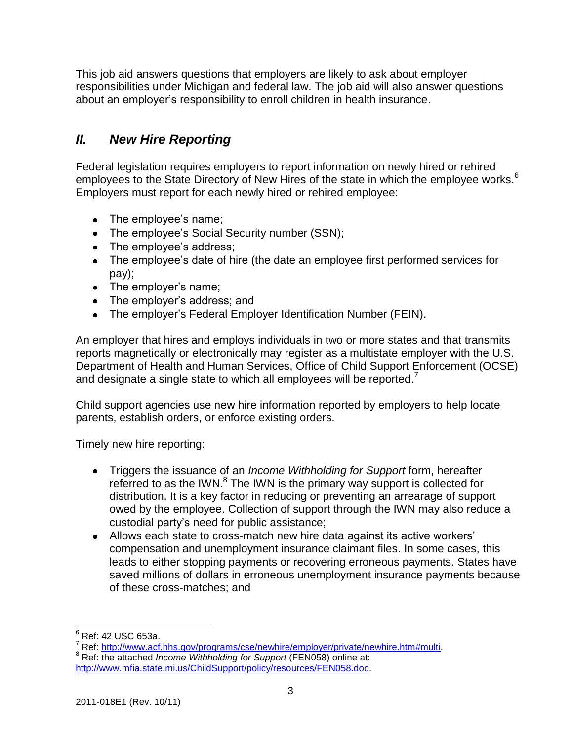This job aid answers questions that employers are likely to ask about employer responsibilities under Michigan and federal law. The job aid will also answer questions about an employer's responsibility to enroll children in health insurance.

## *II. New Hire Reporting*

Federal legislation requires employers to report information on newly hired or rehired employees to the State Directory of New Hires of the state in which the employee works.[6] Employers must report for each newly hired or rehired employee:

- The employee's name;
- The employee's Social Security number (SSN);
- The employee's address;
- The employee's date of hire (the date an employee first performed services for pay);
- The employer's name;
- The employer's address; and
- The employer's Federal Employer Identification Number (FEIN).

An employer that hires and employs individuals in two or more states and that transmits reports magnetically or electronically may register as a multistate employer with the U.S. Department of Health and Human Services, Office of Child Support Enforcement (OCSE) and designate a single state to which all employees will be reported.[7]

Child support agencies use new hire information reported by employers to help locate parents, establish orders, or enforce existing orders.

Timely new hire reporting:

- Triggers the issuance of an *Income Withholding for Support* form, hereafter referred to as the IWN.[8] The IWN is the primary way support is collected for distribution. It is a key factor in reducing or preventing an arrearage of support owed by the employee. Collection of support through the IWN may also reduce a custodial party's need for public assistance;
- Allows each state to cross-match new hire data against its active workers' compensation and unemployment insurance claimant files. In some cases, this leads to either stopping payments or recovering erroneous payments. States have saved millions of dollars in erroneous unemployment insurance payments because of these cross-matches; and

---

[6] Ref: 42 USC 653a.

[7] Ref: http://www.acf.hhs.gov/programs/cse/newhire/employer/private/newhire.htm#multi.

[8] Ref: the attached *Income Withholding for Support* (FEN058) online at: http://www.mfia.state.mi.us/ChildSupport/policy/resources/FEN058.doc.

2011-018E1 (Rev. 10/11)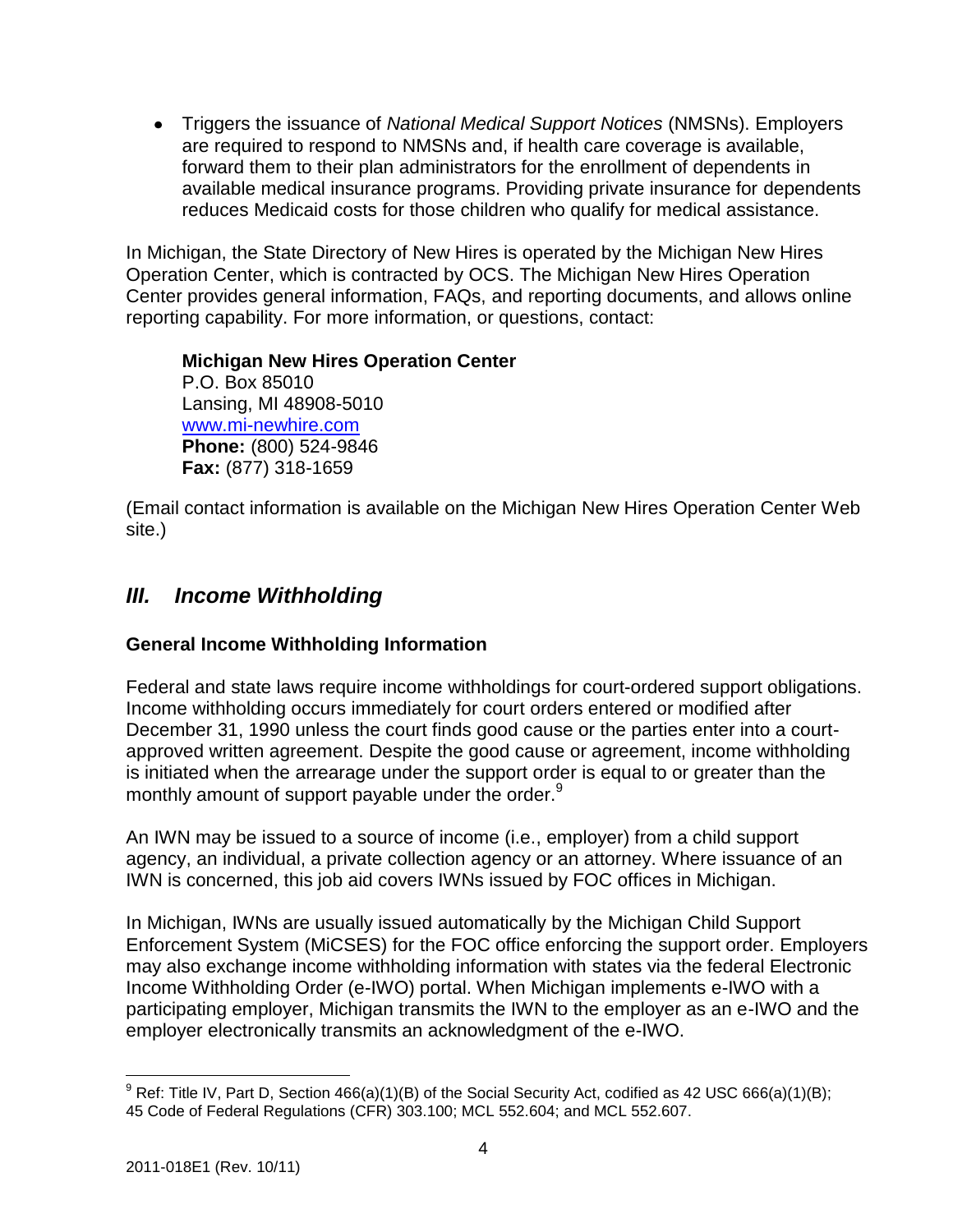- Triggers the issuance of *National Medical Support Notices* (NMSNs). Employers are required to respond to NMSNs and, if health care coverage is available, forward them to their plan administrators for the enrollment of dependents in available medical insurance programs. Providing private insurance for dependents reduces Medicaid costs for those children who qualify for medical assistance.

In Michigan, the State Directory of New Hires is operated by the Michigan New Hires Operation Center, which is contracted by OCS. The Michigan New Hires Operation Center provides general information, FAQs, and reporting documents, and allows online reporting capability. For more information, or questions, contact:

> **Michigan New Hires Operation Center**
> P.O. Box 85010
> Lansing, MI 48908-5010
> [www.mi-newhire.com](http://www.mi-newhire.com)
> **Phone:** (800) 524-9846
> **Fax:** (877) 318-1659

(Email contact information is available on the Michigan New Hires Operation Center Web site.)

## *III. Income Withholding*

### General Income Withholding Information

Federal and state laws require income withholdings for court-ordered support obligations. Income withholding occurs immediately for court orders entered or modified after December 31, 1990 unless the court finds good cause or the parties enter into a court-approved written agreement. Despite the good cause or agreement, income withholding is initiated when the arrearage under the support order is equal to or greater than the monthly amount of support payable under the order.[9]

An IWN may be issued to a source of income (i.e., employer) from a child support agency, an individual, a private collection agency or an attorney. Where issuance of an IWN is concerned, this job aid covers IWNs issued by FOC offices in Michigan.

In Michigan, IWNs are usually issued automatically by the Michigan Child Support Enforcement System (MiCSES) for the FOC office enforcing the support order. Employers may also exchange income withholding information with states via the federal Electronic Income Withholding Order (e-IWO) portal. When Michigan implements e-IWO with a participating employer, Michigan transmits the IWN to the employer as an e-IWO and the employer electronically transmits an acknowledgment of the e-IWO.

---

[9] Ref: Title IV, Part D, Section 466(a)(1)(B) of the Social Security Act, codified as 42 USC 666(a)(1)(B); 45 Code of Federal Regulations (CFR) 303.100; MCL 552.604; and MCL 552.607.

2011-018E1 (Rev. 10/11)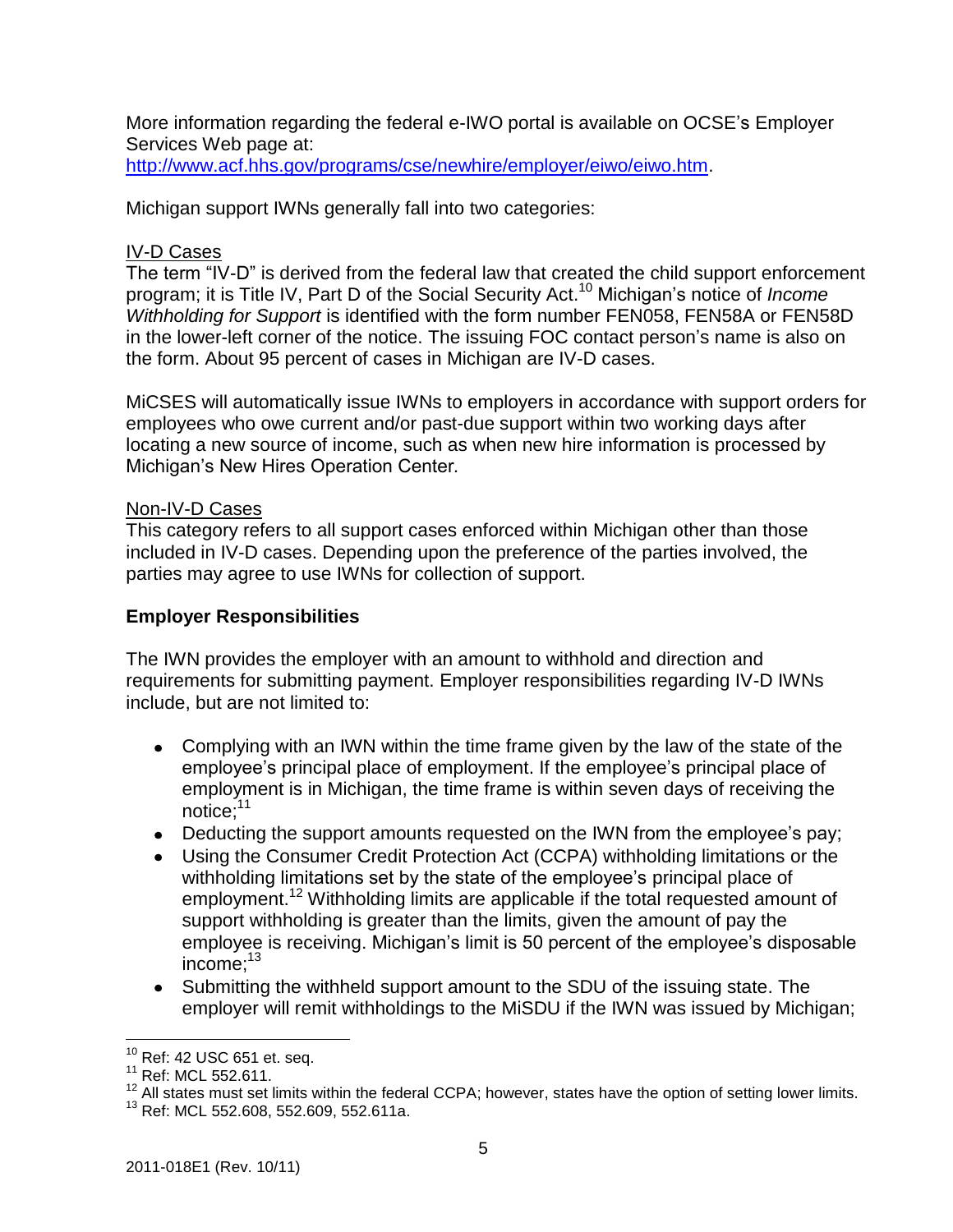More information regarding the federal e-IWO portal is available on OCSE's Employer Services Web page at: http://www.acf.hhs.gov/programs/cse/newhire/employer/eiwo/eiwo.htm.

Michigan support IWNs generally fall into two categories:

IV-D Cases

The term "IV-D" is derived from the federal law that created the child support enforcement program; it is Title IV, Part D of the Social Security Act.[10] Michigan's notice of *Income Withholding for Support* is identified with the form number FEN058, FEN58A or FEN58D in the lower-left corner of the notice. The issuing FOC contact person's name is also on the form. About 95 percent of cases in Michigan are IV-D cases.

MiCSES will automatically issue IWNs to employers in accordance with support orders for employees who owe current and/or past-due support within two working days after locating a new source of income, such as when new hire information is processed by Michigan's New Hires Operation Center.

Non-IV-D Cases

This category refers to all support cases enforced within Michigan other than those included in IV-D cases. Depending upon the preference of the parties involved, the parties may agree to use IWNs for collection of support.

**Employer Responsibilities**

The IWN provides the employer with an amount to withhold and direction and requirements for submitting payment. Employer responsibilities regarding IV-D IWNs include, but are not limited to:

- Complying with an IWN within the time frame given by the law of the state of the employee's principal place of employment. If the employee's principal place of employment is in Michigan, the time frame is within seven days of receiving the notice;[11]
- Deducting the support amounts requested on the IWN from the employee's pay;
- Using the Consumer Credit Protection Act (CCPA) withholding limitations or the withholding limitations set by the state of the employee's principal place of employment.[12] Withholding limits are applicable if the total requested amount of support withholding is greater than the limits, given the amount of pay the employee is receiving. Michigan's limit is 50 percent of the employee's disposable income;[13]
- Submitting the withheld support amount to the SDU of the issuing state. The employer will remit withholdings to the MiSDU if the IWN was issued by Michigan;

[10] Ref: 42 USC 651 et. seq.

[11] Ref: MCL 552.611.

[12] All states must set limits within the federal CCPA; however, states have the option of setting lower limits.

[13] Ref: MCL 552.608, 552.609, 552.611a.

2011-018E1 (Rev. 10/11)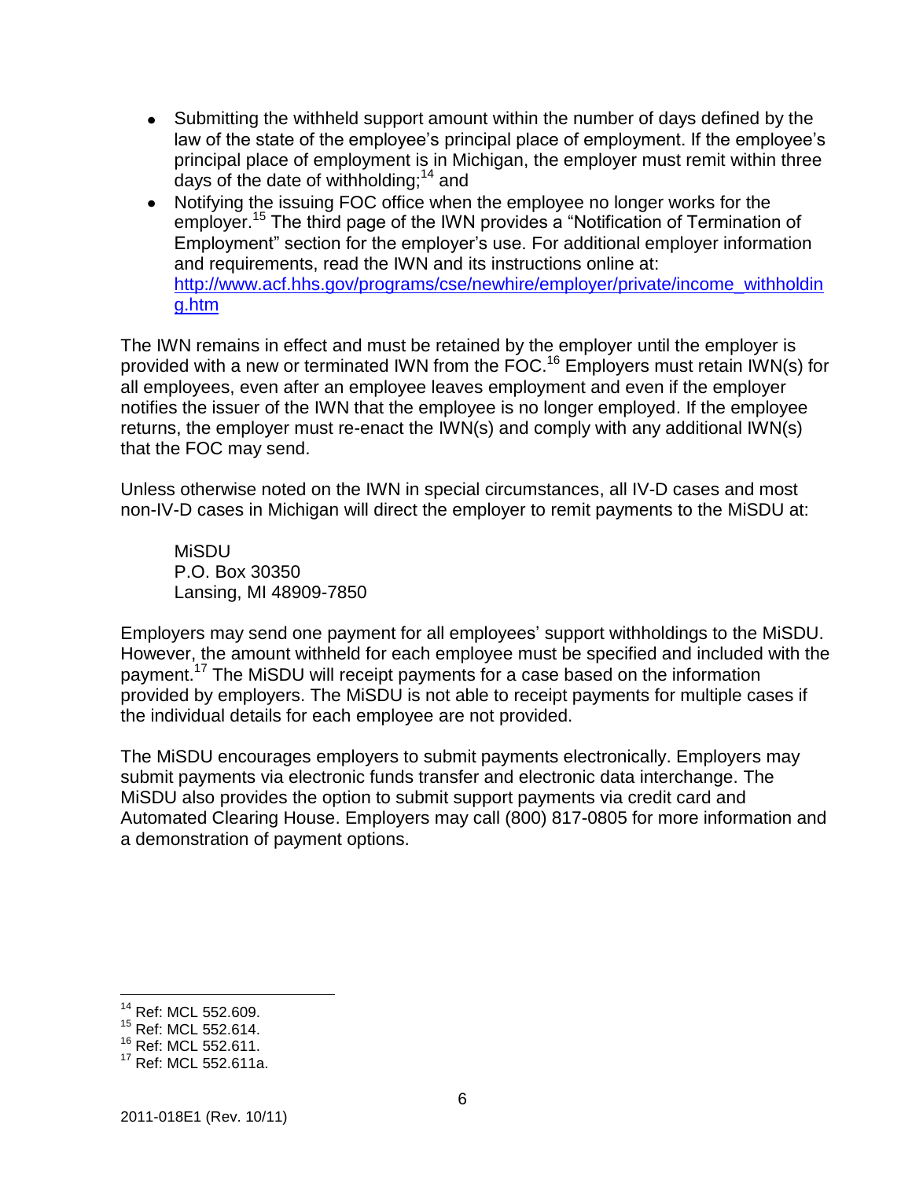- Submitting the withheld support amount within the number of days defined by the law of the state of the employee's principal place of employment. If the employee's principal place of employment is in Michigan, the employer must remit within three days of the date of withholding;[14] and
- Notifying the issuing FOC office when the employee no longer works for the employer.[15] The third page of the IWN provides a "Notification of Termination of Employment" section for the employer's use. For additional employer information and requirements, read the IWN and its instructions online at: http://www.acf.hhs.gov/programs/cse/newhire/employer/private/income_withholding.htm

The IWN remains in effect and must be retained by the employer until the employer is provided with a new or terminated IWN from the FOC.[16] Employers must retain IWN(s) for all employees, even after an employee leaves employment and even if the employer notifies the issuer of the IWN that the employee is no longer employed. If the employee returns, the employer must re-enact the IWN(s) and comply with any additional IWN(s) that the FOC may send.

Unless otherwise noted on the IWN in special circumstances, all IV-D cases and most non-IV-D cases in Michigan will direct the employer to remit payments to the MiSDU at:

MiSDU
P.O. Box 30350
Lansing, MI 48909-7850

Employers may send one payment for all employees' support withholdings to the MiSDU. However, the amount withheld for each employee must be specified and included with the payment.[17] The MiSDU will receipt payments for a case based on the information provided by employers. The MiSDU is not able to receipt payments for multiple cases if the individual details for each employee are not provided.

The MiSDU encourages employers to submit payments electronically. Employers may submit payments via electronic funds transfer and electronic data interchange. The MiSDU also provides the option to submit support payments via credit card and Automated Clearing House. Employers may call (800) 817-0805 for more information and a demonstration of payment options.

---

[14] Ref: MCL 552.609.
[15] Ref: MCL 552.614.
[16] Ref: MCL 552.611.
[17] Ref: MCL 552.611a.

2011-018E1 (Rev. 10/11)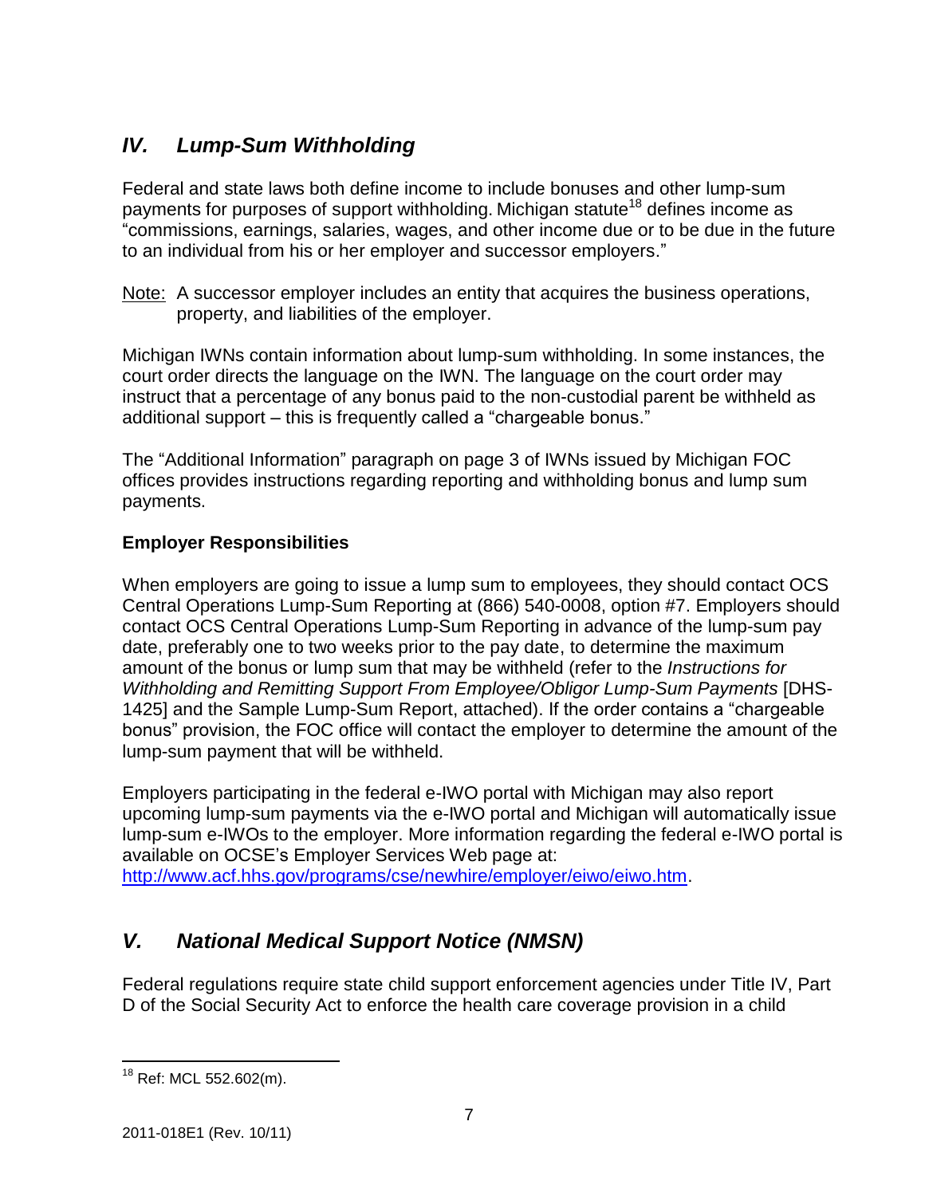## *IV. Lump-Sum Withholding*

Federal and state laws both define income to include bonuses and other lump-sum payments for purposes of support withholding. Michigan statute[18] defines income as "commissions, earnings, salaries, wages, and other income due or to be due in the future to an individual from his or her employer and successor employers."

Note: A successor employer includes an entity that acquires the business operations, property, and liabilities of the employer.

Michigan IWNs contain information about lump-sum withholding. In some instances, the court order directs the language on the IWN. The language on the court order may instruct that a percentage of any bonus paid to the non-custodial parent be withheld as additional support – this is frequently called a "chargeable bonus."

The "Additional Information" paragraph on page 3 of IWNs issued by Michigan FOC offices provides instructions regarding reporting and withholding bonus and lump sum payments.

**Employer Responsibilities**

When employers are going to issue a lump sum to employees, they should contact OCS Central Operations Lump-Sum Reporting at (866) 540-0008, option #7. Employers should contact OCS Central Operations Lump-Sum Reporting in advance of the lump-sum pay date, preferably one to two weeks prior to the pay date, to determine the maximum amount of the bonus or lump sum that may be withheld (refer to the *Instructions for Withholding and Remitting Support From Employee/Obligor Lump-Sum Payments* [DHS-1425] and the Sample Lump-Sum Report, attached). If the order contains a "chargeable bonus" provision, the FOC office will contact the employer to determine the amount of the lump-sum payment that will be withheld.

Employers participating in the federal e-IWO portal with Michigan may also report upcoming lump-sum payments via the e-IWO portal and Michigan will automatically issue lump-sum e-IWOs to the employer. More information regarding the federal e-IWO portal is available on OCSE's Employer Services Web page at: http://www.acf.hhs.gov/programs/cse/newhire/employer/eiwo/eiwo.htm.

## *V. National Medical Support Notice (NMSN)*

Federal regulations require state child support enforcement agencies under Title IV, Part D of the Social Security Act to enforce the health care coverage provision in a child

[18] Ref: MCL 552.602(m).

2011-018E1 (Rev. 10/11)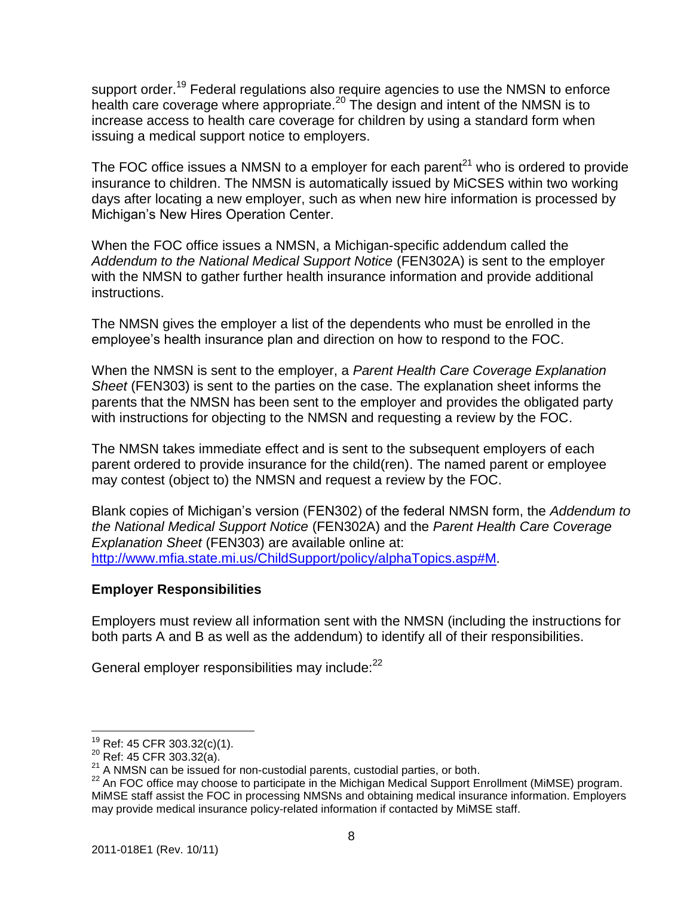support order.[19] Federal regulations also require agencies to use the NMSN to enforce health care coverage where appropriate.[20] The design and intent of the NMSN is to increase access to health care coverage for children by using a standard form when issuing a medical support notice to employers.

The FOC office issues a NMSN to a employer for each parent[21] who is ordered to provide insurance to children. The NMSN is automatically issued by MiCSES within two working days after locating a new employer, such as when new hire information is processed by Michigan's New Hires Operation Center.

When the FOC office issues a NMSN, a Michigan-specific addendum called the *Addendum to the National Medical Support Notice* (FEN302A) is sent to the employer with the NMSN to gather further health insurance information and provide additional instructions.

The NMSN gives the employer a list of the dependents who must be enrolled in the employee's health insurance plan and direction on how to respond to the FOC.

When the NMSN is sent to the employer, a *Parent Health Care Coverage Explanation Sheet* (FEN303) is sent to the parties on the case. The explanation sheet informs the parents that the NMSN has been sent to the employer and provides the obligated party with instructions for objecting to the NMSN and requesting a review by the FOC.

The NMSN takes immediate effect and is sent to the subsequent employers of each parent ordered to provide insurance for the child(ren). The named parent or employee may contest (object to) the NMSN and request a review by the FOC.

Blank copies of Michigan's version (FEN302) of the federal NMSN form, the *Addendum to the National Medical Support Notice* (FEN302A) and the *Parent Health Care Coverage Explanation Sheet* (FEN303) are available online at: [http://www.mfia.state.mi.us/ChildSupport/policy/alphaTopics.asp#M](http://www.mfia.state.mi.us/ChildSupport/policy/alphaTopics.asp#M).

**Employer Responsibilities**

Employers must review all information sent with the NMSN (including the instructions for both parts A and B as well as the addendum) to identify all of their responsibilities.

General employer responsibilities may include:[22]

---

[19] Ref: 45 CFR 303.32(c)(1).

[20] Ref: 45 CFR 303.32(a).

[21] A NMSN can be issued for non-custodial parents, custodial parties, or both.

[22] An FOC office may choose to participate in the Michigan Medical Support Enrollment (MiMSE) program. MiMSE staff assist the FOC in processing NMSNs and obtaining medical insurance information. Employers may provide medical insurance policy-related information if contacted by MiMSE staff.

2011-018E1 (Rev. 10/11)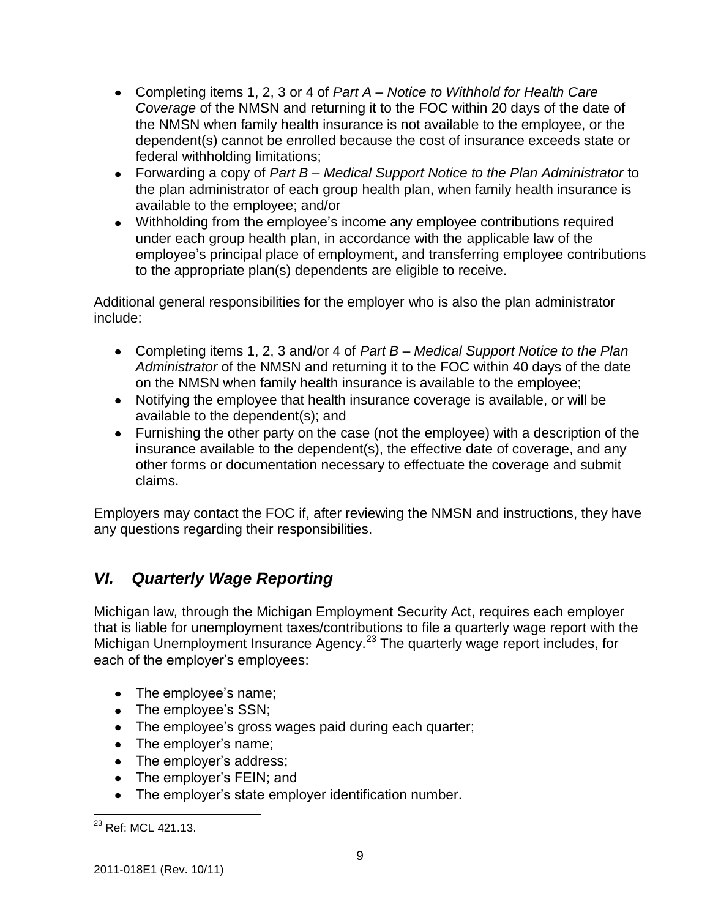- Completing items 1, 2, 3 or 4 of *Part A – Notice to Withhold for Health Care Coverage* of the NMSN and returning it to the FOC within 20 days of the date of the NMSN when family health insurance is not available to the employee, or the dependent(s) cannot be enrolled because the cost of insurance exceeds state or federal withholding limitations;
- Forwarding a copy of *Part B – Medical Support Notice to the Plan Administrator* to the plan administrator of each group health plan, when family health insurance is available to the employee; and/or
- Withholding from the employee's income any employee contributions required under each group health plan, in accordance with the applicable law of the employee's principal place of employment, and transferring employee contributions to the appropriate plan(s) dependents are eligible to receive.

Additional general responsibilities for the employer who is also the plan administrator include:

- Completing items 1, 2, 3 and/or 4 of *Part B – Medical Support Notice to the Plan Administrator* of the NMSN and returning it to the FOC within 40 days of the date on the NMSN when family health insurance is available to the employee;
- Notifying the employee that health insurance coverage is available, or will be available to the dependent(s); and
- Furnishing the other party on the case (not the employee) with a description of the insurance available to the dependent(s), the effective date of coverage, and any other forms or documentation necessary to effectuate the coverage and submit claims.

Employers may contact the FOC if, after reviewing the NMSN and instructions, they have any questions regarding their responsibilities.

## *VI. Quarterly Wage Reporting*

Michigan law, through the Michigan Employment Security Act, requires each employer that is liable for unemployment taxes/contributions to file a quarterly wage report with the Michigan Unemployment Insurance Agency.[23] The quarterly wage report includes, for each of the employer's employees:

- The employee's name;
- The employee's SSN;
- The employee's gross wages paid during each quarter;
- The employer's name;
- The employer's address;
- The employer's FEIN; and
- The employer's state employer identification number.

[23] Ref: MCL 421.13.

2011-018E1 (Rev. 10/11)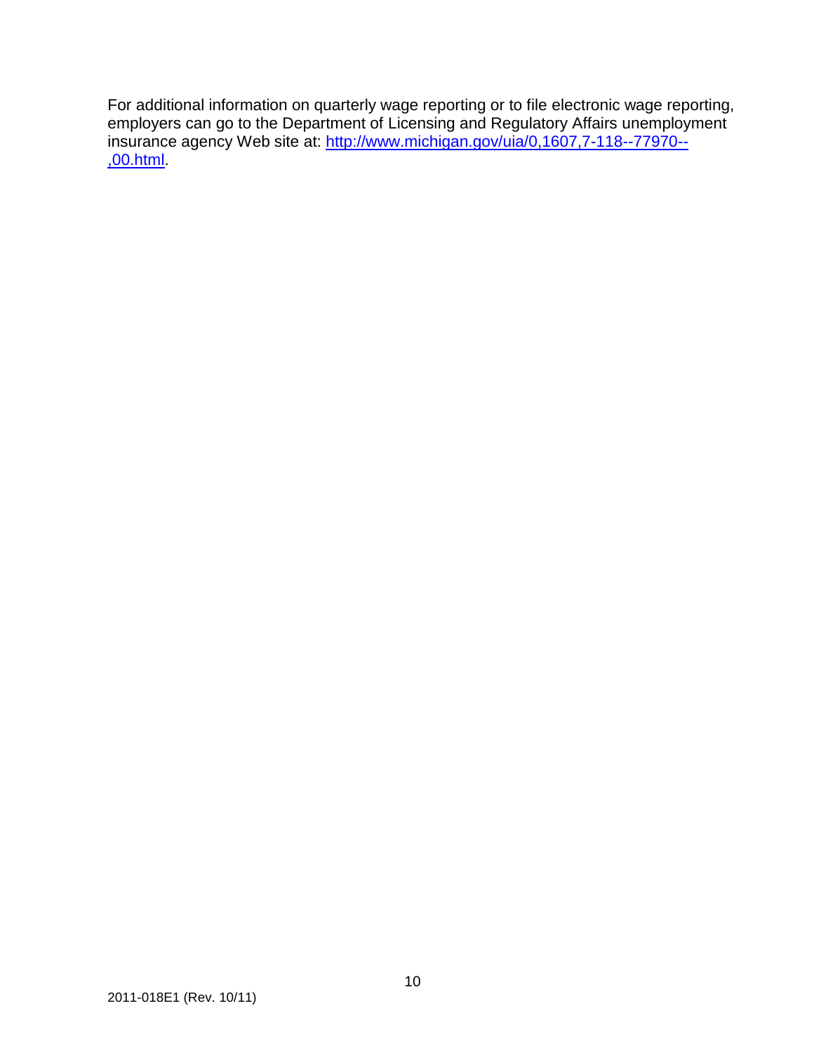For additional information on quarterly wage reporting or to file electronic wage reporting, employers can go to the Department of Licensing and Regulatory Affairs unemployment insurance agency Web site at: [http://www.michigan.gov/uia/0,1607,7-118--77970--,00.html](http://www.michigan.gov/uia/0,1607,7-118--77970--,00.html).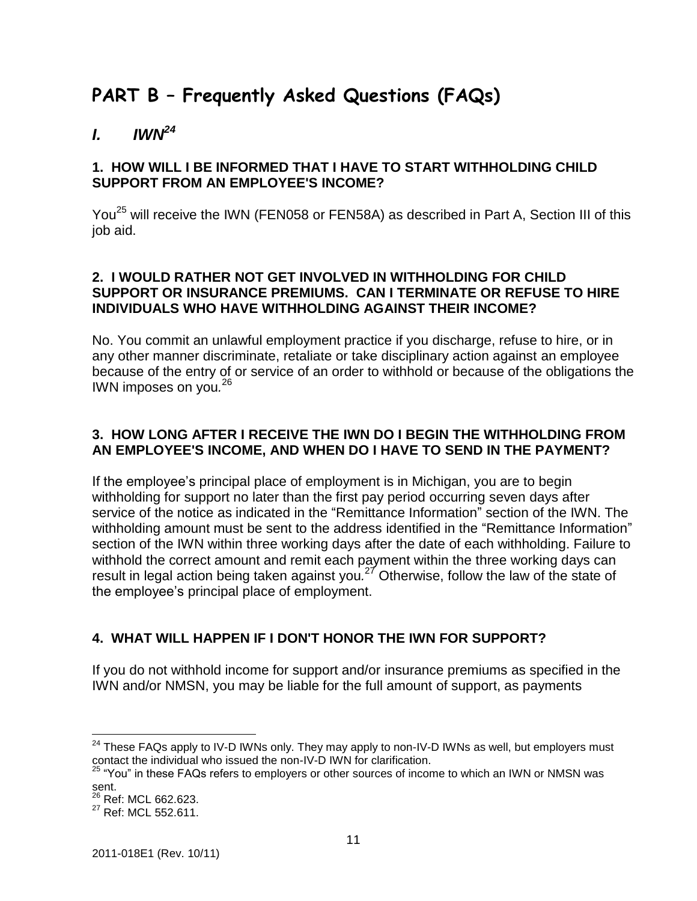# PART B – Frequently Asked Questions (FAQs)

## *I. IWN*[24]

### 1. HOW WILL I BE INFORMED THAT I HAVE TO START WITHHOLDING CHILD SUPPORT FROM AN EMPLOYEE'S INCOME?

You[25] will receive the IWN (FEN058 or FEN58A) as described in Part A, Section III of this job aid.

### 2. I WOULD RATHER NOT GET INVOLVED IN WITHHOLDING FOR CHILD SUPPORT OR INSURANCE PREMIUMS. CAN I TERMINATE OR REFUSE TO HIRE INDIVIDUALS WHO HAVE WITHHOLDING AGAINST THEIR INCOME?

No. You commit an unlawful employment practice if you discharge, refuse to hire, or in any other manner discriminate, retaliate or take disciplinary action against an employee because of the entry of or service of an order to withhold or because of the obligations the IWN imposes on you.[26]

### 3. HOW LONG AFTER I RECEIVE THE IWN DO I BEGIN THE WITHHOLDING FROM AN EMPLOYEE'S INCOME, AND WHEN DO I HAVE TO SEND IN THE PAYMENT?

If the employee's principal place of employment is in Michigan, you are to begin withholding for support no later than the first pay period occurring seven days after service of the notice as indicated in the "Remittance Information" section of the IWN. The withholding amount must be sent to the address identified in the "Remittance Information" section of the IWN within three working days after the date of each withholding. Failure to withhold the correct amount and remit each payment within the three working days can result in legal action being taken against you.[27] Otherwise, follow the law of the state of the employee's principal place of employment.

### 4. WHAT WILL HAPPEN IF I DON'T HONOR THE IWN FOR SUPPORT?

If you do not withhold income for support and/or insurance premiums as specified in the IWN and/or NMSN, you may be liable for the full amount of support, as payments

---

[24] These FAQs apply to IV-D IWNs only. They may apply to non-IV-D IWNs as well, but employers must contact the individual who issued the non-IV-D IWN for clarification.

[25] "You" in these FAQs refers to employers or other sources of income to which an IWN or NMSN was sent.

[26] Ref: MCL 662.623.

[27] Ref: MCL 552.611.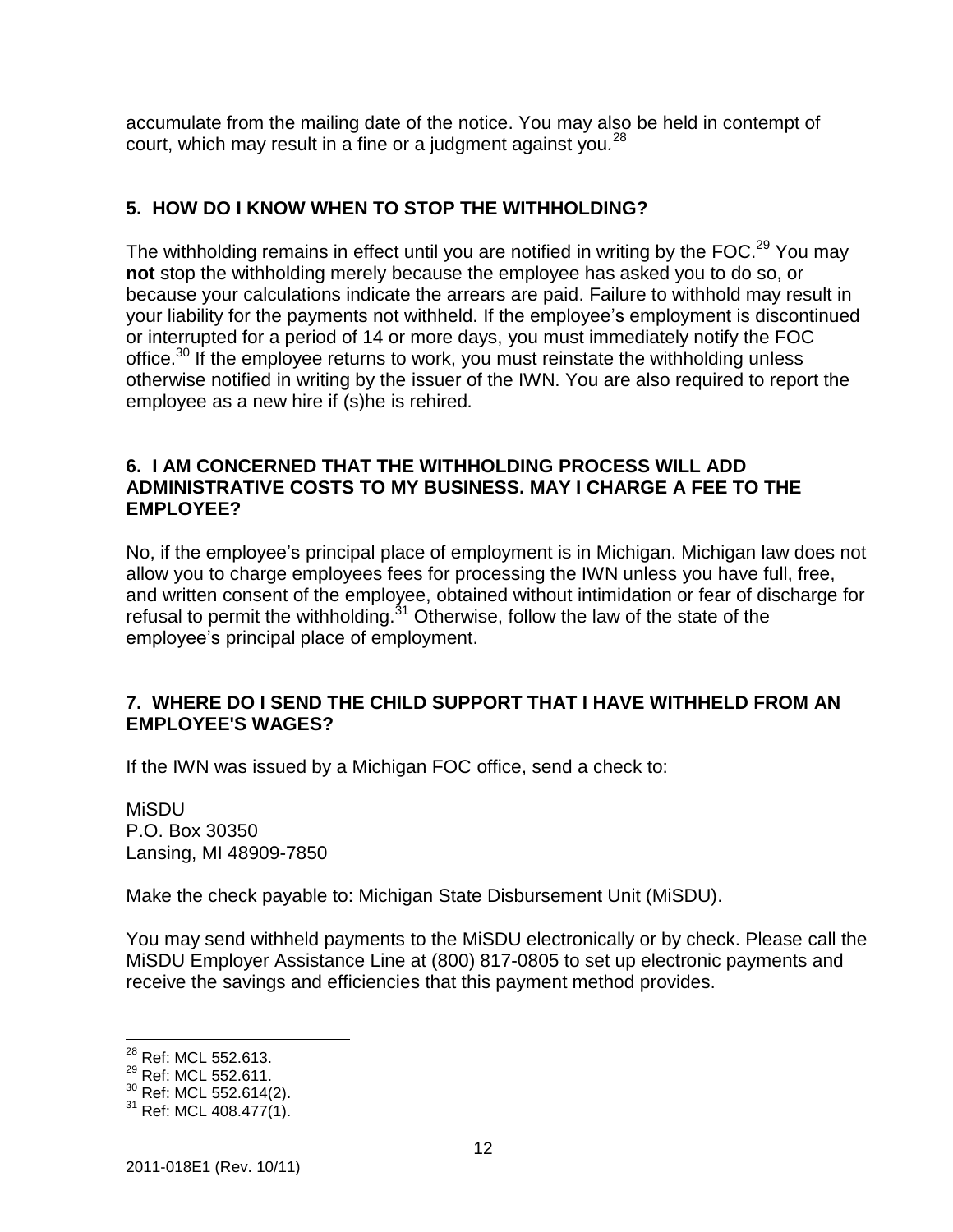accumulate from the mailing date of the notice. You may also be held in contempt of court, which may result in a fine or a judgment against you.[28]

## 5. HOW DO I KNOW WHEN TO STOP THE WITHHOLDING?

The withholding remains in effect until you are notified in writing by the FOC.[29] You may **not** stop the withholding merely because the employee has asked you to do so, or because your calculations indicate the arrears are paid. Failure to withhold may result in your liability for the payments not withheld. If the employee's employment is discontinued or interrupted for a period of 14 or more days, you must immediately notify the FOC office.[30] If the employee returns to work, you must reinstate the withholding unless otherwise notified in writing by the issuer of the IWN. You are also required to report the employee as a new hire if (s)he is rehired.

## 6. I AM CONCERNED THAT THE WITHHOLDING PROCESS WILL ADD ADMINISTRATIVE COSTS TO MY BUSINESS. MAY I CHARGE A FEE TO THE EMPLOYEE?

No, if the employee's principal place of employment is in Michigan. Michigan law does not allow you to charge employees fees for processing the IWN unless you have full, free, and written consent of the employee, obtained without intimidation or fear of discharge for refusal to permit the withholding.[31] Otherwise, follow the law of the state of the employee's principal place of employment.

## 7. WHERE DO I SEND THE CHILD SUPPORT THAT I HAVE WITHHELD FROM AN EMPLOYEE'S WAGES?

If the IWN was issued by a Michigan FOC office, send a check to:

MiSDU
P.O. Box 30350
Lansing, MI 48909-7850

Make the check payable to: Michigan State Disbursement Unit (MiSDU).

You may send withheld payments to the MiSDU electronically or by check. Please call the MiSDU Employer Assistance Line at (800) 817-0805 to set up electronic payments and receive the savings and efficiencies that this payment method provides.

---

[28] Ref: MCL 552.613.
[29] Ref: MCL 552.611.
[30] Ref: MCL 552.614(2).
[31] Ref: MCL 408.477(1).

2011-018E1 (Rev. 10/11)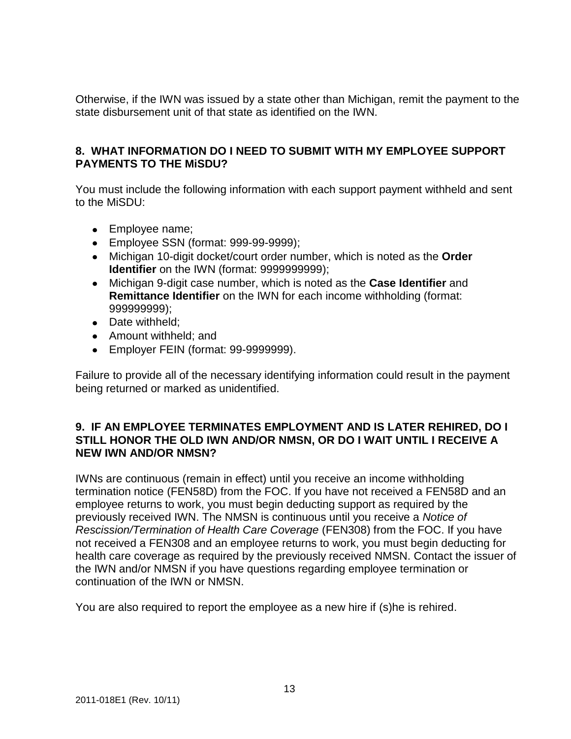Otherwise, if the IWN was issued by a state other than Michigan, remit the payment to the state disbursement unit of that state as identified on the IWN.

### 8. WHAT INFORMATION DO I NEED TO SUBMIT WITH MY EMPLOYEE SUPPORT PAYMENTS TO THE MiSDU?

You must include the following information with each support payment withheld and sent to the MiSDU:

- Employee name;
- Employee SSN (format: 999-99-9999);
- Michigan 10-digit docket/court order number, which is noted as the **Order Identifier** on the IWN (format: 9999999999);
- Michigan 9-digit case number, which is noted as the **Case Identifier** and **Remittance Identifier** on the IWN for each income withholding (format: 999999999);
- Date withheld;
- Amount withheld; and
- Employer FEIN (format: 99-9999999).

Failure to provide all of the necessary identifying information could result in the payment being returned or marked as unidentified.

### 9. IF AN EMPLOYEE TERMINATES EMPLOYMENT AND IS LATER REHIRED, DO I STILL HONOR THE OLD IWN AND/OR NMSN, OR DO I WAIT UNTIL I RECEIVE A NEW IWN AND/OR NMSN?

IWNs are continuous (remain in effect) until you receive an income withholding termination notice (FEN58D) from the FOC. If you have not received a FEN58D and an employee returns to work, you must begin deducting support as required by the previously received IWN. The NMSN is continuous until you receive a *Notice of Rescission/Termination of Health Care Coverage* (FEN308) from the FOC. If you have not received a FEN308 and an employee returns to work, you must begin deducting for health care coverage as required by the previously received NMSN. Contact the issuer of the IWN and/or NMSN if you have questions regarding employee termination or continuation of the IWN or NMSN.

You are also required to report the employee as a new hire if (s)he is rehired.

2011-018E1 (Rev. 10/11)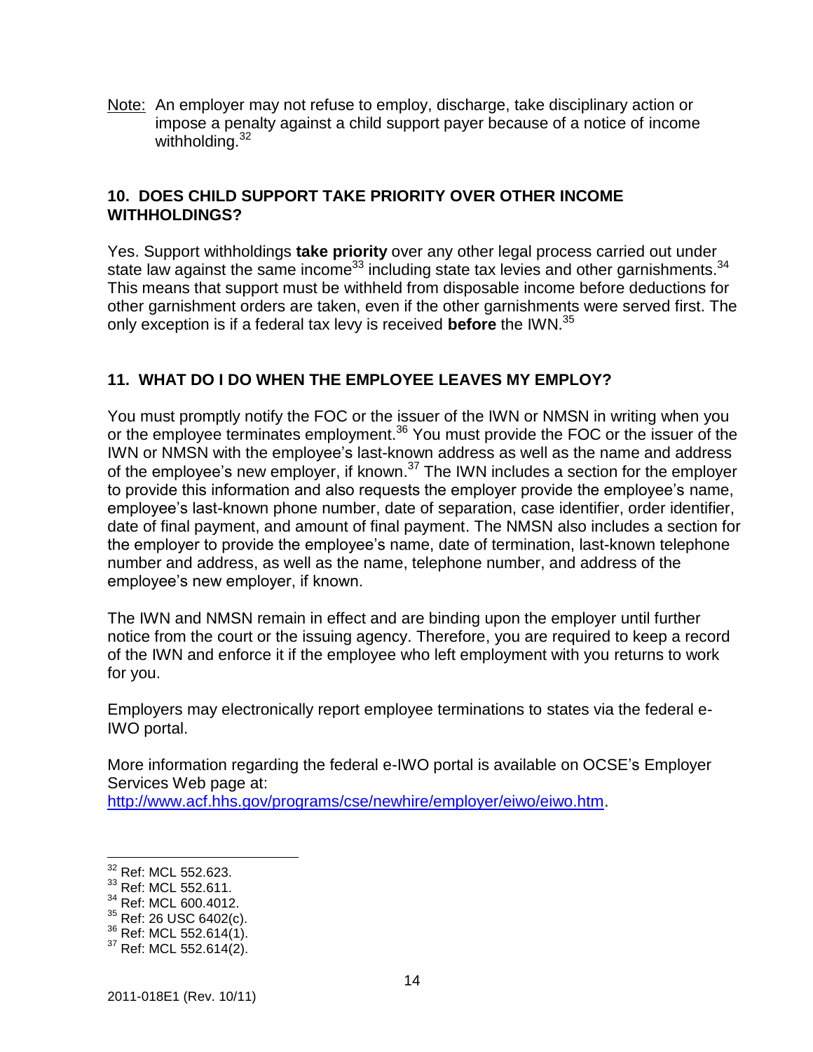Note: An employer may not refuse to employ, discharge, take disciplinary action or impose a penalty against a child support payer because of a notice of income withholding.[32]

## 10. DOES CHILD SUPPORT TAKE PRIORITY OVER OTHER INCOME WITHHOLDINGS?

Yes. Support withholdings **take priority** over any other legal process carried out under state law against the same income[33] including state tax levies and other garnishments.[34] This means that support must be withheld from disposable income before deductions for other garnishment orders are taken, even if the other garnishments were served first. The only exception is if a federal tax levy is received **before** the IWN.[35]

## 11. WHAT DO I DO WHEN THE EMPLOYEE LEAVES MY EMPLOY?

You must promptly notify the FOC or the issuer of the IWN or NMSN in writing when you or the employee terminates employment.[36] You must provide the FOC or the issuer of the IWN or NMSN with the employee's last-known address as well as the name and address of the employee's new employer, if known.[37] The IWN includes a section for the employer to provide this information and also requests the employer provide the employee's name, employee's last-known phone number, date of separation, case identifier, order identifier, date of final payment, and amount of final payment. The NMSN also includes a section for the employer to provide the employee's name, date of termination, last-known telephone number and address, as well as the name, telephone number, and address of the employee's new employer, if known.

The IWN and NMSN remain in effect and are binding upon the employer until further notice from the court or the issuing agency. Therefore, you are required to keep a record of the IWN and enforce it if the employee who left employment with you returns to work for you.

Employers may electronically report employee terminations to states via the federal e-IWO portal.

More information regarding the federal e-IWO portal is available on OCSE's Employer Services Web page at: http://www.acf.hhs.gov/programs/cse/newhire/employer/eiwo/eiwo.htm.

---

[32] Ref: MCL 552.623.
[33] Ref: MCL 552.611.
[34] Ref: MCL 600.4012.
[35] Ref: 26 USC 6402(c).
[36] Ref: MCL 552.614(1).
[37] Ref: MCL 552.614(2).

2011-018E1 (Rev. 10/11)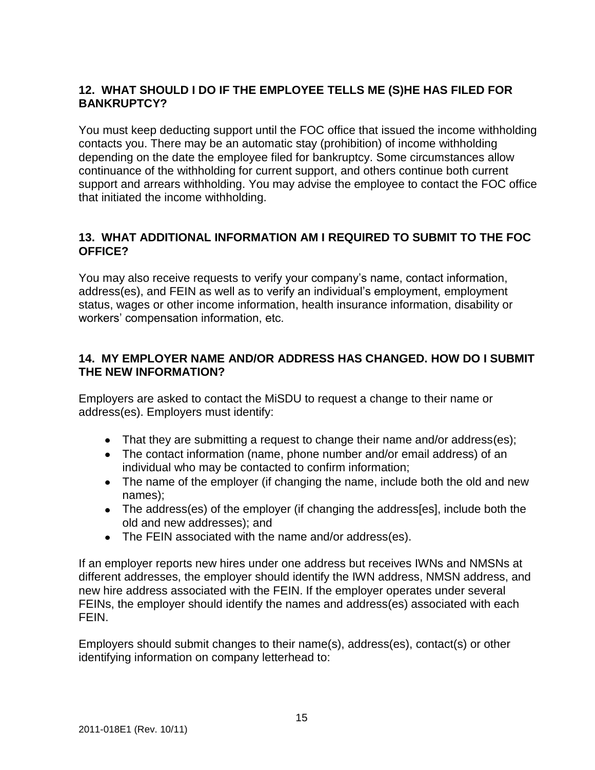### 12. WHAT SHOULD I DO IF THE EMPLOYEE TELLS ME (S)HE HAS FILED FOR BANKRUPTCY?

You must keep deducting support until the FOC office that issued the income withholding contacts you. There may be an automatic stay (prohibition) of income withholding depending on the date the employee filed for bankruptcy. Some circumstances allow continuance of the withholding for current support, and others continue both current support and arrears withholding. You may advise the employee to contact the FOC office that initiated the income withholding.

### 13. WHAT ADDITIONAL INFORMATION AM I REQUIRED TO SUBMIT TO THE FOC OFFICE?

You may also receive requests to verify your company's name, contact information, address(es), and FEIN as well as to verify an individual's employment, employment status, wages or other income information, health insurance information, disability or workers' compensation information, etc.

### 14. MY EMPLOYER NAME AND/OR ADDRESS HAS CHANGED. HOW DO I SUBMIT THE NEW INFORMATION?

Employers are asked to contact the MiSDU to request a change to their name or address(es). Employers must identify:

- That they are submitting a request to change their name and/or address(es);
- The contact information (name, phone number and/or email address) of an individual who may be contacted to confirm information;
- The name of the employer (if changing the name, include both the old and new names);
- The address(es) of the employer (if changing the address[es], include both the old and new addresses); and
- The FEIN associated with the name and/or address(es).

If an employer reports new hires under one address but receives IWNs and NMSNs at different addresses, the employer should identify the IWN address, NMSN address, and new hire address associated with the FEIN. If the employer operates under several FEINs, the employer should identify the names and address(es) associated with each FEIN.

Employers should submit changes to their name(s), address(es), contact(s) or other identifying information on company letterhead to:

2011-018E1 (Rev. 10/11)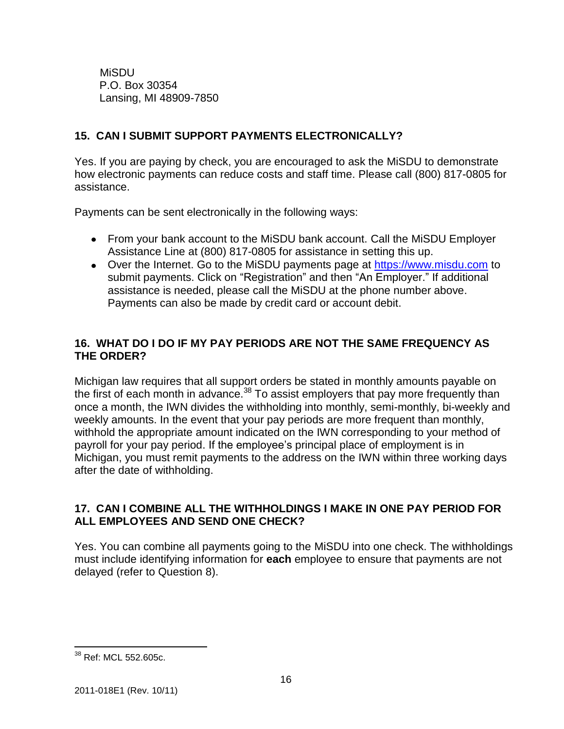MiSDU
P.O. Box 30354
Lansing, MI 48909-7850

## 15. CAN I SUBMIT SUPPORT PAYMENTS ELECTRONICALLY?

Yes. If you are paying by check, you are encouraged to ask the MiSDU to demonstrate how electronic payments can reduce costs and staff time. Please call (800) 817-0805 for assistance.

Payments can be sent electronically in the following ways:

- From your bank account to the MiSDU bank account. Call the MiSDU Employer Assistance Line at (800) 817-0805 for assistance in setting this up.
- Over the Internet. Go to the MiSDU payments page at [https://www.misdu.com](https://www.misdu.com) to submit payments. Click on "Registration" and then "An Employer." If additional assistance is needed, please call the MiSDU at the phone number above. Payments can also be made by credit card or account debit.

## 16. WHAT DO I DO IF MY PAY PERIODS ARE NOT THE SAME FREQUENCY AS THE ORDER?

Michigan law requires that all support orders be stated in monthly amounts payable on the first of each month in advance.[38] To assist employers that pay more frequently than once a month, the IWN divides the withholding into monthly, semi-monthly, bi-weekly and weekly amounts. In the event that your pay periods are more frequent than monthly, withhold the appropriate amount indicated on the IWN corresponding to your method of payroll for your pay period. If the employee's principal place of employment is in Michigan, you must remit payments to the address on the IWN within three working days after the date of withholding.

## 17. CAN I COMBINE ALL THE WITHHOLDINGS I MAKE IN ONE PAY PERIOD FOR ALL EMPLOYEES AND SEND ONE CHECK?

Yes. You can combine all payments going to the MiSDU into one check. The withholdings must include identifying information for **each** employee to ensure that payments are not delayed (refer to Question 8).

---

[38] Ref: MCL 552.605c.

2011-018E1 (Rev. 10/11)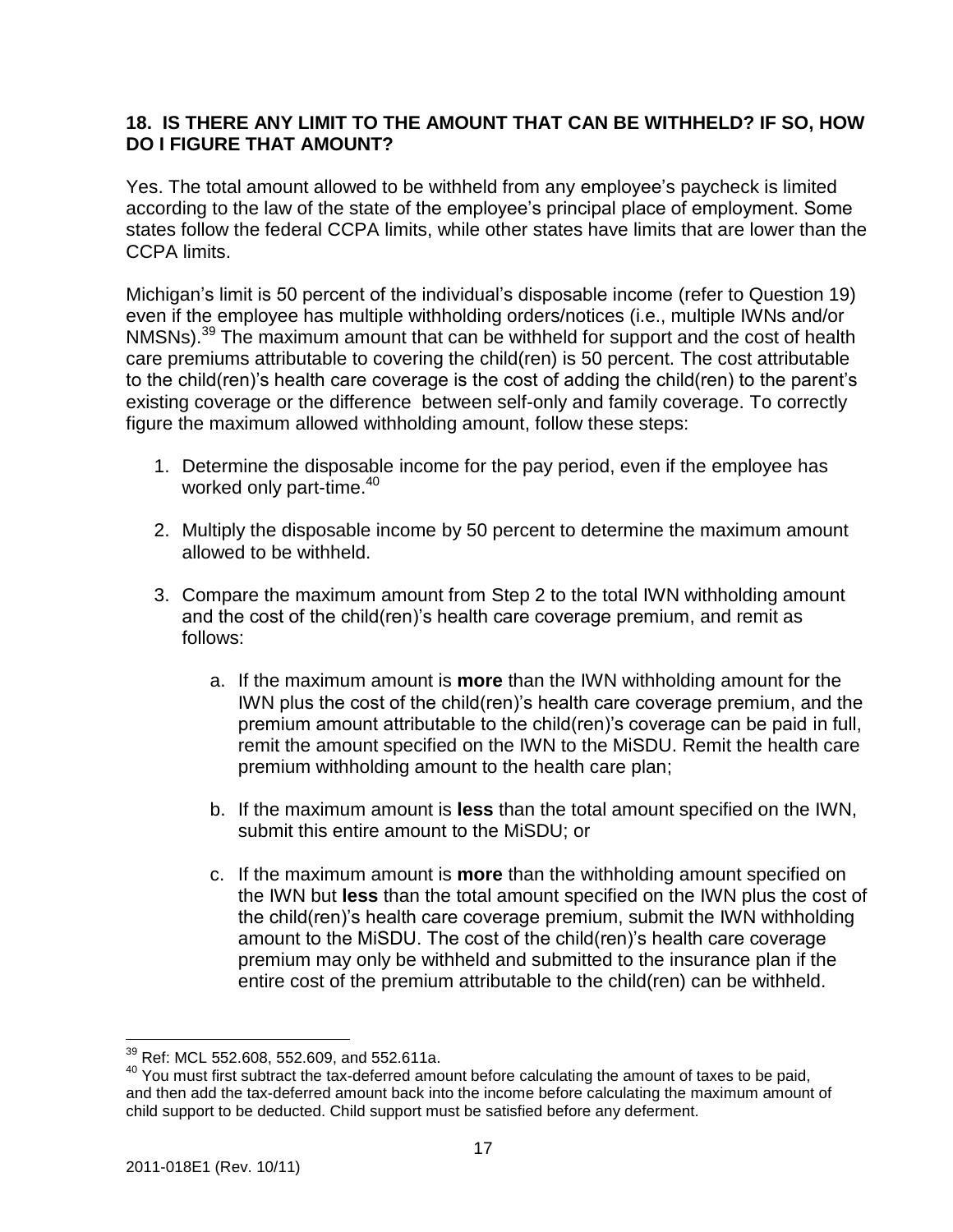**18. IS THERE ANY LIMIT TO THE AMOUNT THAT CAN BE WITHHELD? IF SO, HOW DO I FIGURE THAT AMOUNT?**

Yes. The total amount allowed to be withheld from any employee's paycheck is limited according to the law of the state of the employee's principal place of employment. Some states follow the federal CCPA limits, while other states have limits that are lower than the CCPA limits.

Michigan's limit is 50 percent of the individual's disposable income (refer to Question 19) even if the employee has multiple withholding orders/notices (i.e., multiple IWNs and/or NMSNs).[39] The maximum amount that can be withheld for support and the cost of health care premiums attributable to covering the child(ren) is 50 percent. The cost attributable to the child(ren)'s health care coverage is the cost of adding the child(ren) to the parent's existing coverage or the difference between self-only and family coverage. To correctly figure the maximum allowed withholding amount, follow these steps:

1. Determine the disposable income for the pay period, even if the employee has worked only part-time.[40]
2. Multiply the disposable income by 50 percent to determine the maximum amount allowed to be withheld.
3. Compare the maximum amount from Step 2 to the total IWN withholding amount and the cost of the child(ren)'s health care coverage premium, and remit as follows:
    a. If the maximum amount is **more** than the IWN withholding amount for the IWN plus the cost of the child(ren)'s health care coverage premium, and the premium amount attributable to the child(ren)'s coverage can be paid in full, remit the amount specified on the IWN to the MiSDU. Remit the health care premium withholding amount to the health care plan;
    b. If the maximum amount is **less** than the total amount specified on the IWN, submit this entire amount to the MiSDU; or
    c. If the maximum amount is **more** than the withholding amount specified on the IWN but **less** than the total amount specified on the IWN plus the cost of the child(ren)'s health care coverage premium, submit the IWN withholding amount to the MiSDU. The cost of the child(ren)'s health care coverage premium may only be withheld and submitted to the insurance plan if the entire cost of the premium attributable to the child(ren) can be withheld.

---

[39] Ref: MCL 552.608, 552.609, and 552.611a.

[40] You must first subtract the tax-deferred amount before calculating the amount of taxes to be paid, and then add the tax-deferred amount back into the income before calculating the maximum amount of child support to be deducted. Child support must be satisfied before any deferment.

2011-018E1 (Rev. 10/11)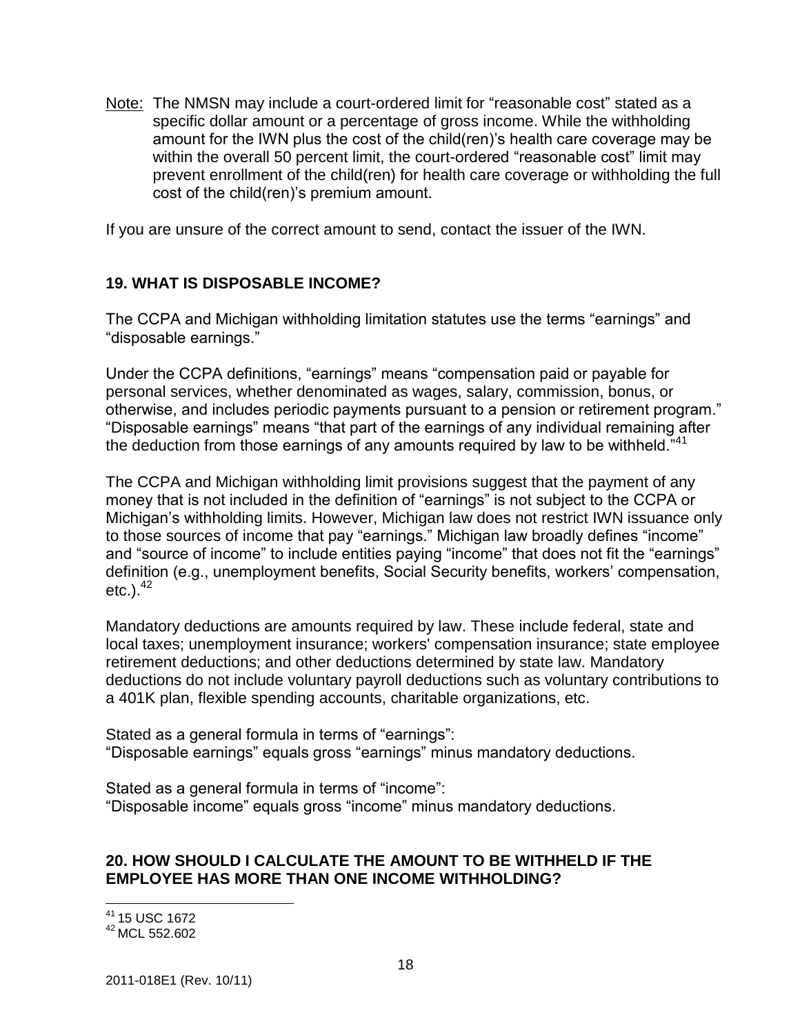Note: The NMSN may include a court-ordered limit for "reasonable cost" stated as a specific dollar amount or a percentage of gross income. While the withholding amount for the IWN plus the cost of the child(ren)'s health care coverage may be within the overall 50 percent limit, the court-ordered "reasonable cost" limit may prevent enrollment of the child(ren) for health care coverage or withholding the full cost of the child(ren)'s premium amount.

If you are unsure of the correct amount to send, contact the issuer of the IWN.

## 19. WHAT IS DISPOSABLE INCOME?

The CCPA and Michigan withholding limitation statutes use the terms "earnings" and "disposable earnings."

Under the CCPA definitions, "earnings" means "compensation paid or payable for personal services, whether denominated as wages, salary, commission, bonus, or otherwise, and includes periodic payments pursuant to a pension or retirement program." "Disposable earnings" means "that part of the earnings of any individual remaining after the deduction from those earnings of any amounts required by law to be withheld."[41]

The CCPA and Michigan withholding limit provisions suggest that the payment of any money that is not included in the definition of "earnings" is not subject to the CCPA or Michigan's withholding limits. However, Michigan law does not restrict IWN issuance only to those sources of income that pay "earnings." Michigan law broadly defines "income" and "source of income" to include entities paying "income" that does not fit the "earnings" definition (e.g., unemployment benefits, Social Security benefits, workers' compensation, etc.).[42]

Mandatory deductions are amounts required by law. These include federal, state and local taxes; unemployment insurance; workers' compensation insurance; state employee retirement deductions; and other deductions determined by state law. Mandatory deductions do not include voluntary payroll deductions such as voluntary contributions to a 401K plan, flexible spending accounts, charitable organizations, etc.

Stated as a general formula in terms of "earnings":
"Disposable earnings" equals gross "earnings" minus mandatory deductions.

Stated as a general formula in terms of "income":
"Disposable income" equals gross "income" minus mandatory deductions.

## 20. HOW SHOULD I CALCULATE THE AMOUNT TO BE WITHHELD IF THE EMPLOYEE HAS MORE THAN ONE INCOME WITHHOLDING?

[41] 15 USC 1672
[42] MCL 552.602

2011-018E1 (Rev. 10/11)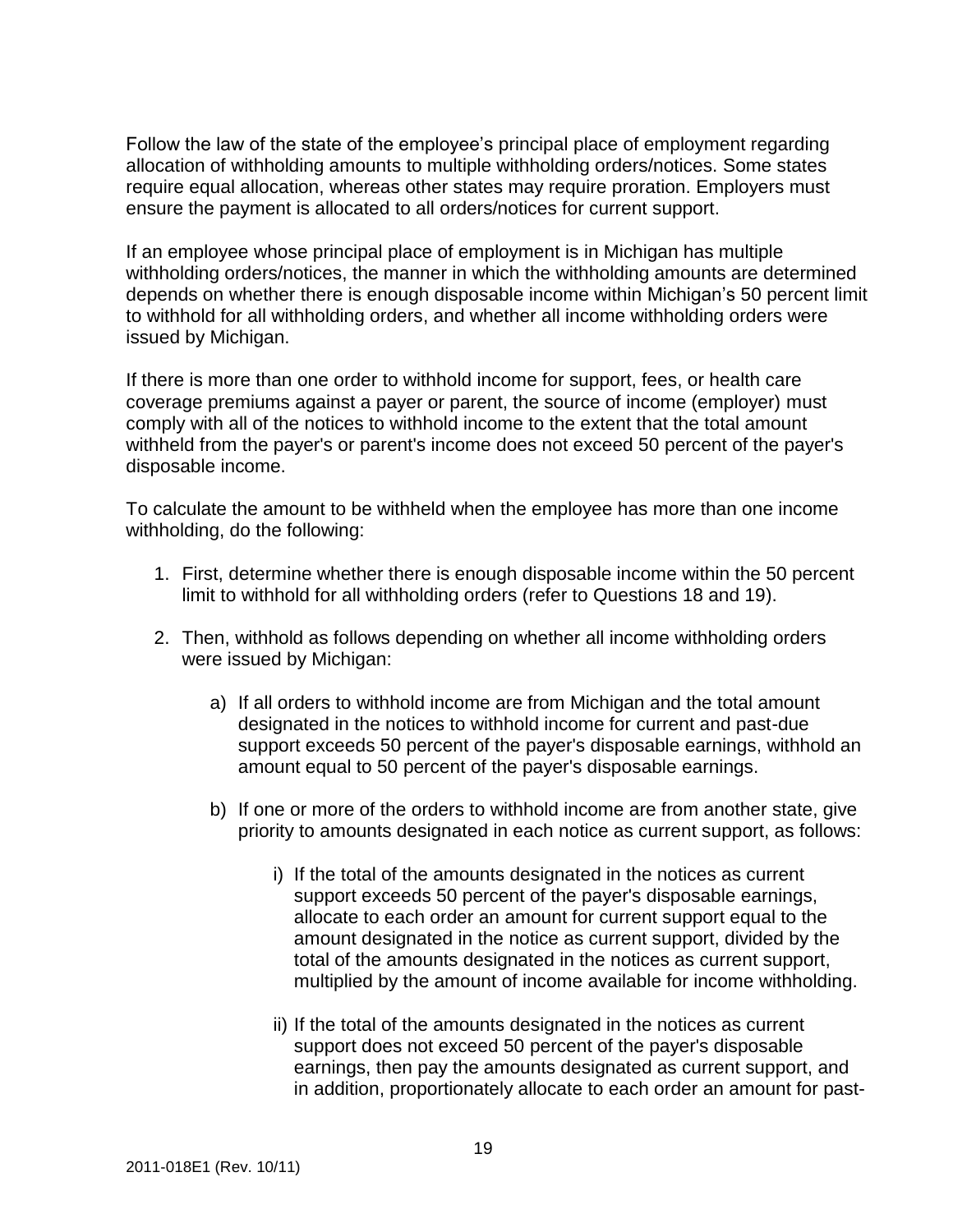Follow the law of the state of the employee's principal place of employment regarding allocation of withholding amounts to multiple withholding orders/notices. Some states require equal allocation, whereas other states may require proration. Employers must ensure the payment is allocated to all orders/notices for current support.

If an employee whose principal place of employment is in Michigan has multiple withholding orders/notices, the manner in which the withholding amounts are determined depends on whether there is enough disposable income within Michigan's 50 percent limit to withhold for all withholding orders, and whether all income withholding orders were issued by Michigan.

If there is more than one order to withhold income for support, fees, or health care coverage premiums against a payer or parent, the source of income (employer) must comply with all of the notices to withhold income to the extent that the total amount withheld from the payer's or parent's income does not exceed 50 percent of the payer's disposable income.

To calculate the amount to be withheld when the employee has more than one income withholding, do the following:

1. First, determine whether there is enough disposable income within the 50 percent limit to withhold for all withholding orders (refer to Questions 18 and 19).
2. Then, withhold as follows depending on whether all income withholding orders were issued by Michigan:
   a) If all orders to withhold income are from Michigan and the total amount designated in the notices to withhold income for current and past-due support exceeds 50 percent of the payer's disposable earnings, withhold an amount equal to 50 percent of the payer's disposable earnings.
   b) If one or more of the orders to withhold income are from another state, give priority to amounts designated in each notice as current support, as follows:
      i) If the total of the amounts designated in the notices as current support exceeds 50 percent of the payer's disposable earnings, allocate to each order an amount for current support equal to the amount designated in the notice as current support, divided by the total of the amounts designated in the notices as current support, multiplied by the amount of income available for income withholding.
      ii) If the total of the amounts designated in the notices as current support does not exceed 50 percent of the payer's disposable earnings, then pay the amounts designated as current support, and in addition, proportionately allocate to each order an amount for past-

2011-018E1 (Rev. 10/11)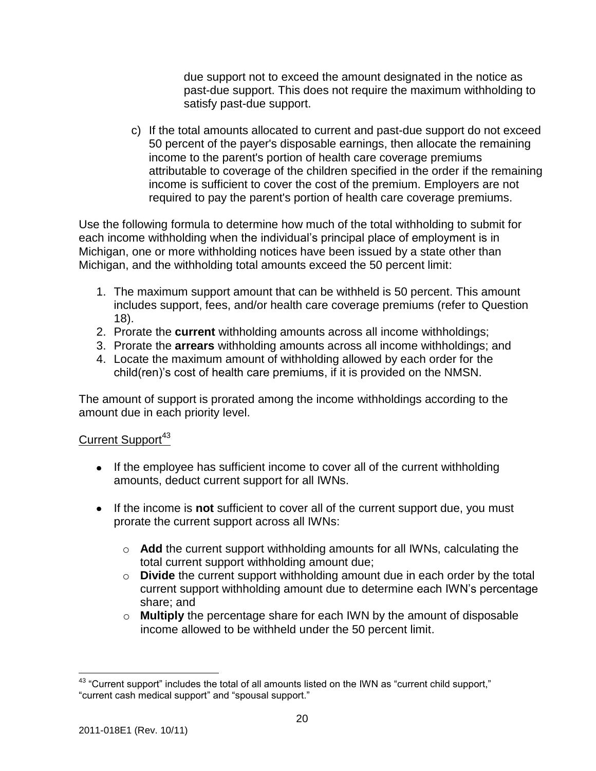due support not to exceed the amount designated in the notice as past-due support. This does not require the maximum withholding to satisfy past-due support.

c) If the total amounts allocated to current and past-due support do not exceed 50 percent of the payer's disposable earnings, then allocate the remaining income to the parent's portion of health care coverage premiums attributable to coverage of the children specified in the order if the remaining income is sufficient to cover the cost of the premium. Employers are not required to pay the parent's portion of health care coverage premiums.

Use the following formula to determine how much of the total withholding to submit for each income withholding when the individual's principal place of employment is in Michigan, one or more withholding notices have been issued by a state other than Michigan, and the withholding total amounts exceed the 50 percent limit:

1. The maximum support amount that can be withheld is 50 percent. This amount includes support, fees, and/or health care coverage premiums (refer to Question 18).
2. Prorate the **current** withholding amounts across all income withholdings;
3. Prorate the **arrears** withholding amounts across all income withholdings; and
4. Locate the maximum amount of withholding allowed by each order for the child(ren)'s cost of health care premiums, if it is provided on the NMSN.

The amount of support is prorated among the income withholdings according to the amount due in each priority level.

<u>Current Support</u>[43]

- If the employee has sufficient income to cover all of the current withholding amounts, deduct current support for all IWNs.
- If the income is **not** sufficient to cover all of the current support due, you must prorate the current support across all IWNs:
  - **Add** the current support withholding amounts for all IWNs, calculating the total current support withholding amount due;
  - **Divide** the current support withholding amount due in each order by the total current support withholding amount due to determine each IWN's percentage share; and
  - **Multiply** the percentage share for each IWN by the amount of disposable income allowed to be withheld under the 50 percent limit.

[43] "Current support" includes the total of all amounts listed on the IWN as "current child support," "current cash medical support" and "spousal support."

2011-018E1 (Rev. 10/11)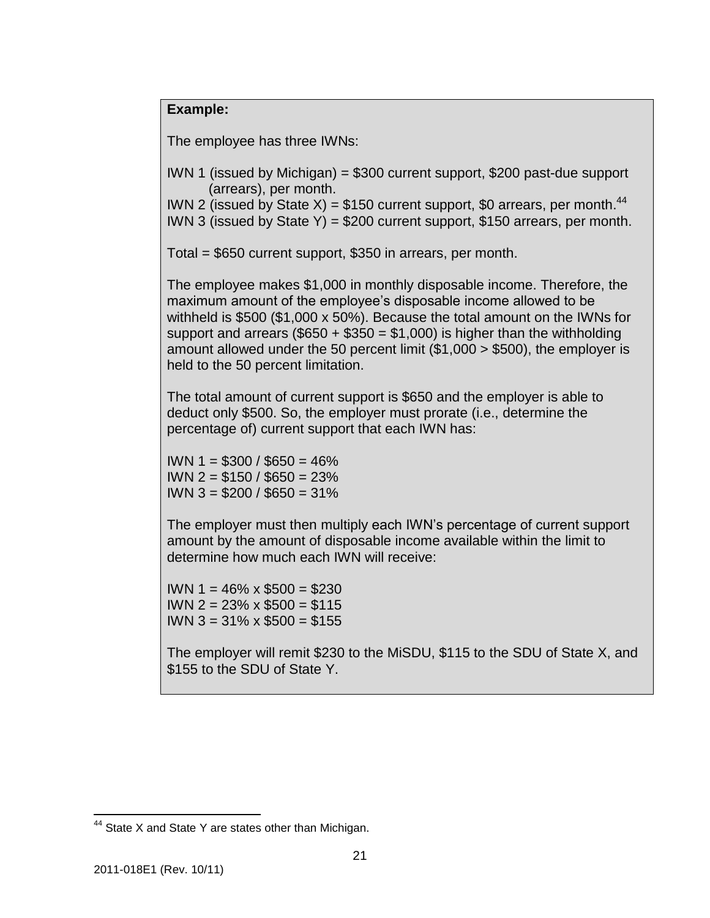**Example:**

The employee has three IWNs:

IWN 1 (issued by Michigan) = \$300 current support, \$200 past-due support (arrears), per month.
IWN 2 (issued by State X) = \$150 current support, \$0 arrears, per month.[44]
IWN 3 (issued by State Y) = \$200 current support, \$150 arrears, per month.

Total = \$650 current support, \$350 in arrears, per month.

The employee makes \$1,000 in monthly disposable income. Therefore, the maximum amount of the employee's disposable income allowed to be withheld is \$500 (\$1,000 x 50%). Because the total amount on the IWNs for support and arrears (\$650 + \$350 = \$1,000) is higher than the withholding amount allowed under the 50 percent limit (\$1,000 > \$500), the employer is held to the 50 percent limitation.

The total amount of current support is \$650 and the employer is able to deduct only \$500. So, the employer must prorate (i.e., determine the percentage of) current support that each IWN has:

IWN 1 = \$300 / \$650 = 46%
IWN 2 = \$150 / \$650 = 23%
IWN 3 = \$200 / \$650 = 31%

The employer must then multiply each IWN's percentage of current support amount by the amount of disposable income available within the limit to determine how much each IWN will receive:

IWN 1 = 46% x \$500 = \$230
IWN 2 = 23% x \$500 = \$115
IWN 3 = 31% x \$500 = \$155

The employer will remit \$230 to the MiSDU, \$115 to the SDU of State X, and \$155 to the SDU of State Y.

---

[44] State X and State Y are states other than Michigan.

2011-018E1 (Rev. 10/11)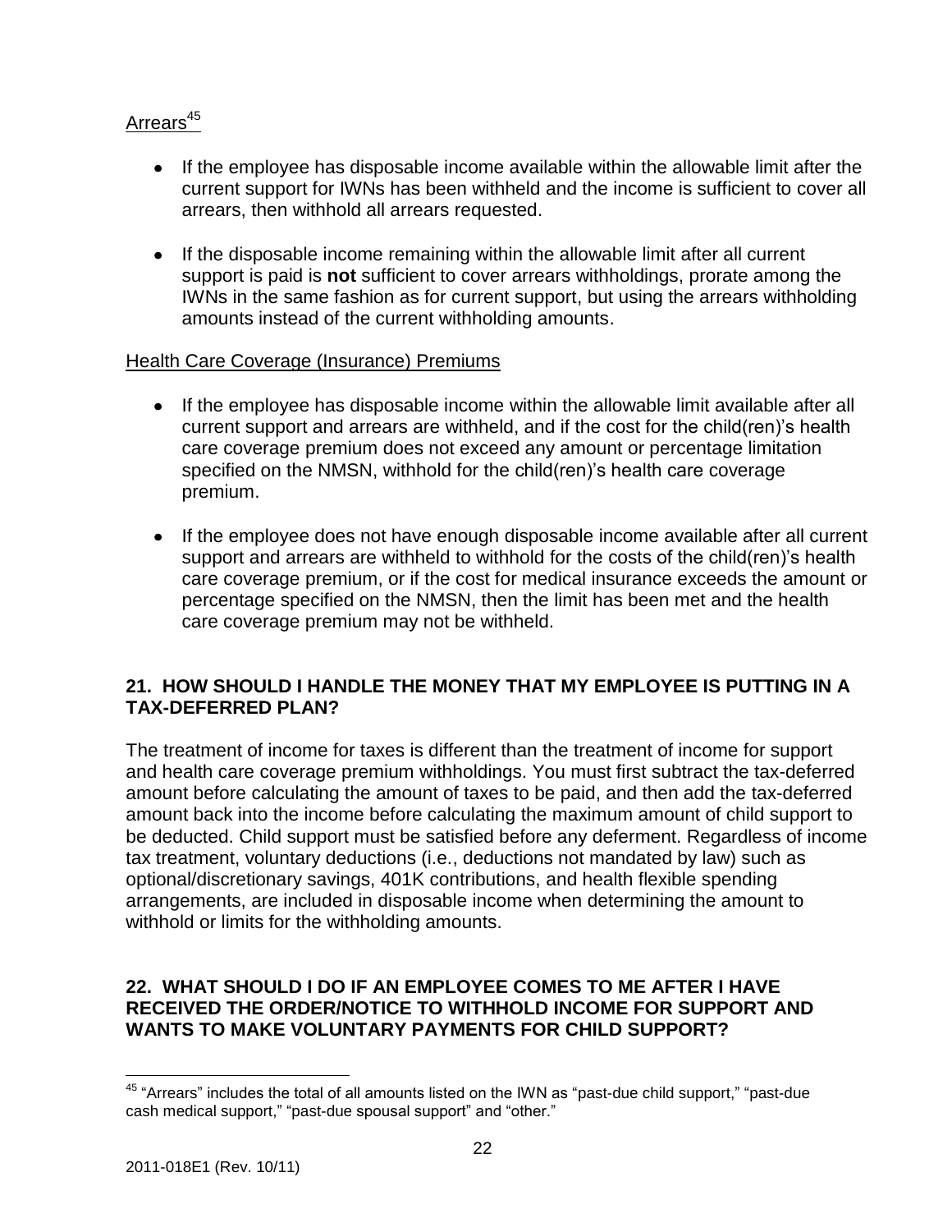Arrears[45]

- If the employee has disposable income available within the allowable limit after the current support for IWNs has been withheld and the income is sufficient to cover all arrears, then withhold all arrears requested.
- If the disposable income remaining within the allowable limit after all current support is paid is **not** sufficient to cover arrears withholdings, prorate among the IWNs in the same fashion as for current support, but using the arrears withholding amounts instead of the current withholding amounts.

Health Care Coverage (Insurance) Premiums

- If the employee has disposable income within the allowable limit available after all current support and arrears are withheld, and if the cost for the child(ren)'s health care coverage premium does not exceed any amount or percentage limitation specified on the NMSN, withhold for the child(ren)'s health care coverage premium.
- If the employee does not have enough disposable income available after all current support and arrears are withheld to withhold for the costs of the child(ren)'s health care coverage premium, or if the cost for medical insurance exceeds the amount or percentage specified on the NMSN, then the limit has been met and the health care coverage premium may not be withheld.

## 21. HOW SHOULD I HANDLE THE MONEY THAT MY EMPLOYEE IS PUTTING IN A TAX-DEFERRED PLAN?

The treatment of income for taxes is different than the treatment of income for support and health care coverage premium withholdings. You must first subtract the tax-deferred amount before calculating the amount of taxes to be paid, and then add the tax-deferred amount back into the income before calculating the maximum amount of child support to be deducted. Child support must be satisfied before any deferment. Regardless of income tax treatment, voluntary deductions (i.e., deductions not mandated by law) such as optional/discretionary savings, 401K contributions, and health flexible spending arrangements, are included in disposable income when determining the amount to withhold or limits for the withholding amounts.

## 22. WHAT SHOULD I DO IF AN EMPLOYEE COMES TO ME AFTER I HAVE RECEIVED THE ORDER/NOTICE TO WITHHOLD INCOME FOR SUPPORT AND WANTS TO MAKE VOLUNTARY PAYMENTS FOR CHILD SUPPORT?

[45] "Arrears" includes the total of all amounts listed on the IWN as "past-due child support," "past-due cash medical support," "past-due spousal support" and "other."

2011-018E1 (Rev. 10/11)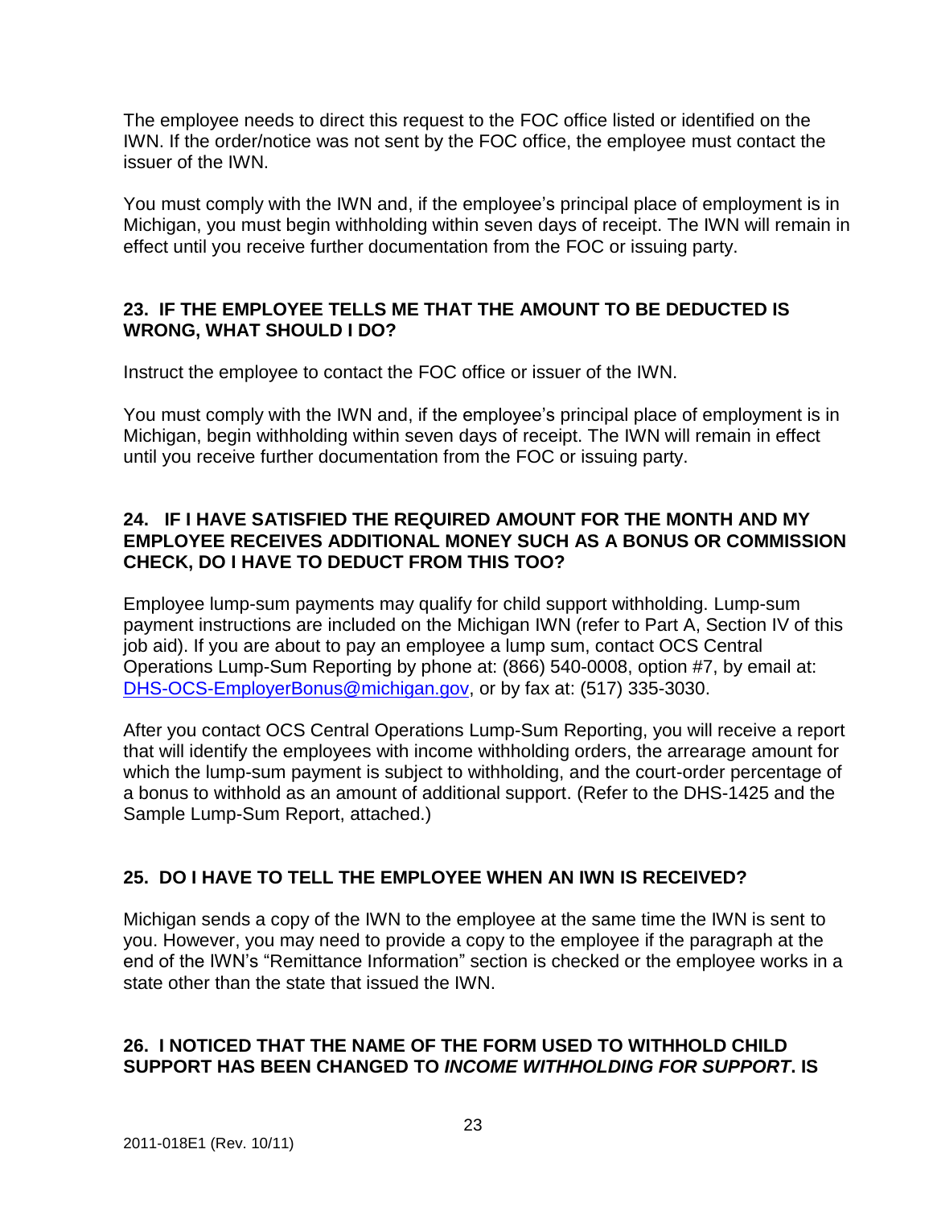The employee needs to direct this request to the FOC office listed or identified on the IWN. If the order/notice was not sent by the FOC office, the employee must contact the issuer of the IWN.

You must comply with the IWN and, if the employee's principal place of employment is in Michigan, you must begin withholding within seven days of receipt. The IWN will remain in effect until you receive further documentation from the FOC or issuing party.

### 23. IF THE EMPLOYEE TELLS ME THAT THE AMOUNT TO BE DEDUCTED IS WRONG, WHAT SHOULD I DO?

Instruct the employee to contact the FOC office or issuer of the IWN.

You must comply with the IWN and, if the employee's principal place of employment is in Michigan, begin withholding within seven days of receipt. The IWN will remain in effect until you receive further documentation from the FOC or issuing party.

### 24. IF I HAVE SATISFIED THE REQUIRED AMOUNT FOR THE MONTH AND MY EMPLOYEE RECEIVES ADDITIONAL MONEY SUCH AS A BONUS OR COMMISSION CHECK, DO I HAVE TO DEDUCT FROM THIS TOO?

Employee lump-sum payments may qualify for child support withholding. Lump-sum payment instructions are included on the Michigan IWN (refer to Part A, Section IV of this job aid). If you are about to pay an employee a lump sum, contact OCS Central Operations Lump-Sum Reporting by phone at: (866) 540-0008, option #7, by email at: DHS-OCS-EmployerBonus@michigan.gov, or by fax at: (517) 335-3030.

After you contact OCS Central Operations Lump-Sum Reporting, you will receive a report that will identify the employees with income withholding orders, the arrearage amount for which the lump-sum payment is subject to withholding, and the court-order percentage of a bonus to withhold as an amount of additional support. (Refer to the DHS-1425 and the Sample Lump-Sum Report, attached.)

### 25. DO I HAVE TO TELL THE EMPLOYEE WHEN AN IWN IS RECEIVED?

Michigan sends a copy of the IWN to the employee at the same time the IWN is sent to you. However, you may need to provide a copy to the employee if the paragraph at the end of the IWN's "Remittance Information" section is checked or the employee works in a state other than the state that issued the IWN.

### 26. I NOTICED THAT THE NAME OF THE FORM USED TO WITHHOLD CHILD SUPPORT HAS BEEN CHANGED TO *INCOME WITHHOLDING FOR SUPPORT*. IS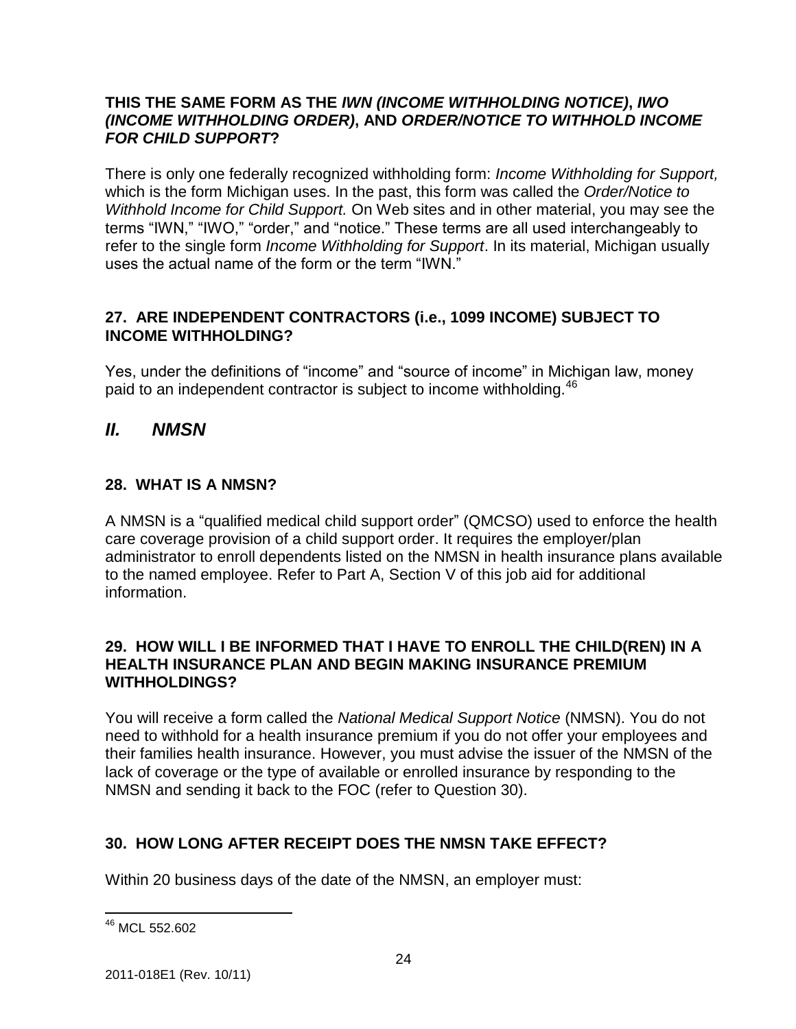**THIS THE SAME FORM AS THE *IWN (INCOME WITHHOLDING NOTICE)*, *IWO (INCOME WITHHOLDING ORDER)*, AND *ORDER/NOTICE TO WITHHOLD INCOME FOR CHILD SUPPORT*?**

There is only one federally recognized withholding form: *Income Withholding for Support,* which is the form Michigan uses. In the past, this form was called the *Order/Notice to Withhold Income for Child Support.* On Web sites and in other material, you may see the terms "IWN," "IWO," "order," and "notice." These terms are all used interchangeably to refer to the single form *Income Withholding for Support*. In its material, Michigan usually uses the actual name of the form or the term "IWN."

### 27. ARE INDEPENDENT CONTRACTORS (i.e., 1099 INCOME) SUBJECT TO INCOME WITHHOLDING?

Yes, under the definitions of "income" and "source of income" in Michigan law, money paid to an independent contractor is subject to income withholding.[46]

## *II. NMSN*

### 28. WHAT IS A NMSN?

A NMSN is a "qualified medical child support order" (QMCSO) used to enforce the health care coverage provision of a child support order. It requires the employer/plan administrator to enroll dependents listed on the NMSN in health insurance plans available to the named employee. Refer to Part A, Section V of this job aid for additional information.

### 29. HOW WILL I BE INFORMED THAT I HAVE TO ENROLL THE CHILD(REN) IN A HEALTH INSURANCE PLAN AND BEGIN MAKING INSURANCE PREMIUM WITHHOLDINGS?

You will receive a form called the *National Medical Support Notice* (NMSN). You do not need to withhold for a health insurance premium if you do not offer your employees and their families health insurance. However, you must advise the issuer of the NMSN of the lack of coverage or the type of available or enrolled insurance by responding to the NMSN and sending it back to the FOC (refer to Question 30).

### 30. HOW LONG AFTER RECEIPT DOES THE NMSN TAKE EFFECT?

Within 20 business days of the date of the NMSN, an employer must:

---

[46] MCL 552.602

2011-018E1 (Rev. 10/11)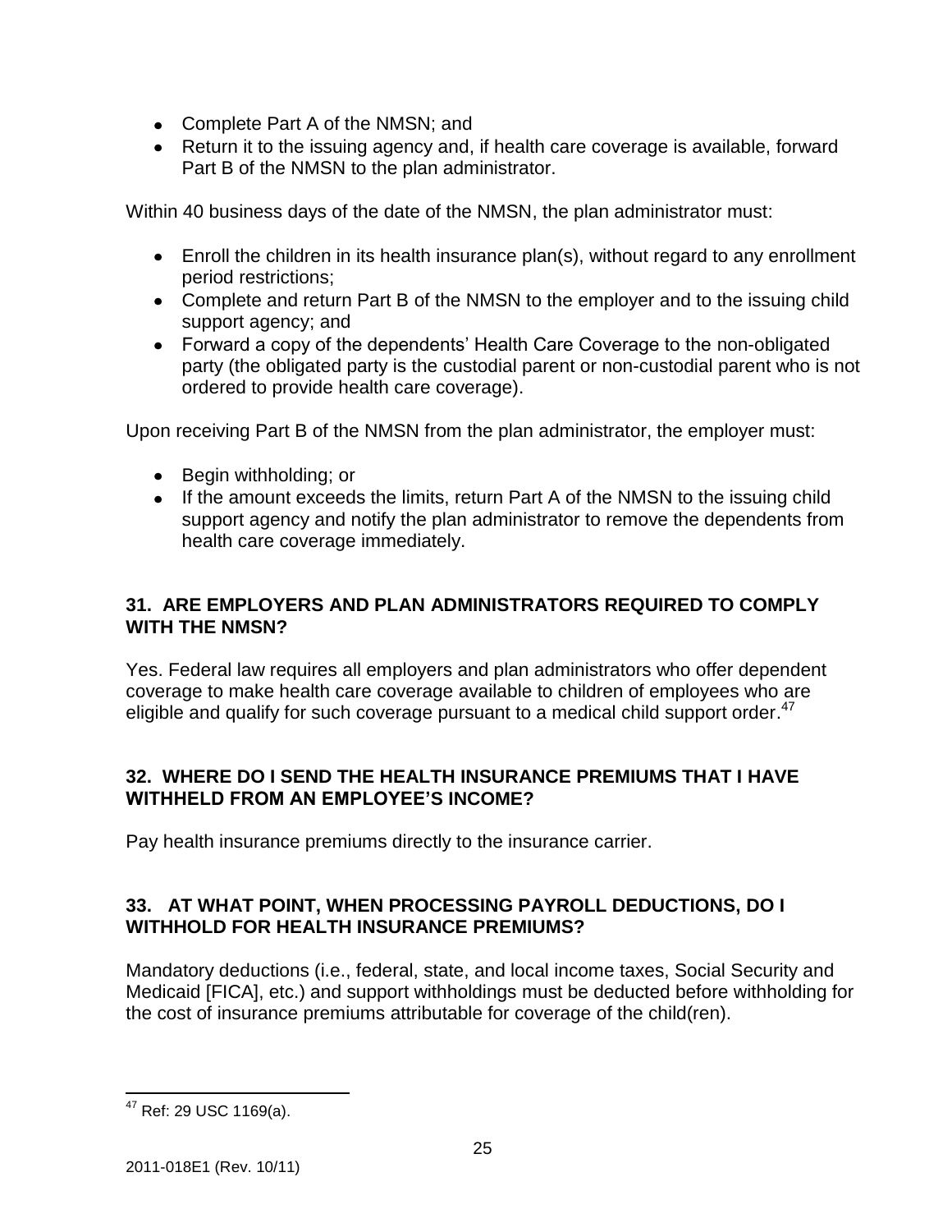- Complete Part A of the NMSN; and
- Return it to the issuing agency and, if health care coverage is available, forward Part B of the NMSN to the plan administrator.

Within 40 business days of the date of the NMSN, the plan administrator must:

- Enroll the children in its health insurance plan(s), without regard to any enrollment period restrictions;
- Complete and return Part B of the NMSN to the employer and to the issuing child support agency; and
- Forward a copy of the dependents' Health Care Coverage to the non-obligated party (the obligated party is the custodial parent or non-custodial parent who is not ordered to provide health care coverage).

Upon receiving Part B of the NMSN from the plan administrator, the employer must:

- Begin withholding; or
- If the amount exceeds the limits, return Part A of the NMSN to the issuing child support agency and notify the plan administrator to remove the dependents from health care coverage immediately.

## 31. ARE EMPLOYERS AND PLAN ADMINISTRATORS REQUIRED TO COMPLY WITH THE NMSN?

Yes. Federal law requires all employers and plan administrators who offer dependent coverage to make health care coverage available to children of employees who are eligible and qualify for such coverage pursuant to a medical child support order.[47]

## 32. WHERE DO I SEND THE HEALTH INSURANCE PREMIUMS THAT I HAVE WITHHELD FROM AN EMPLOYEE'S INCOME?

Pay health insurance premiums directly to the insurance carrier.

## 33. AT WHAT POINT, WHEN PROCESSING PAYROLL DEDUCTIONS, DO I WITHHOLD FOR HEALTH INSURANCE PREMIUMS?

Mandatory deductions (i.e., federal, state, and local income taxes, Social Security and Medicaid [FICA], etc.) and support withholdings must be deducted before withholding for the cost of insurance premiums attributable for coverage of the child(ren).

[47] Ref: 29 USC 1169(a).

2011-018E1 (Rev. 10/11)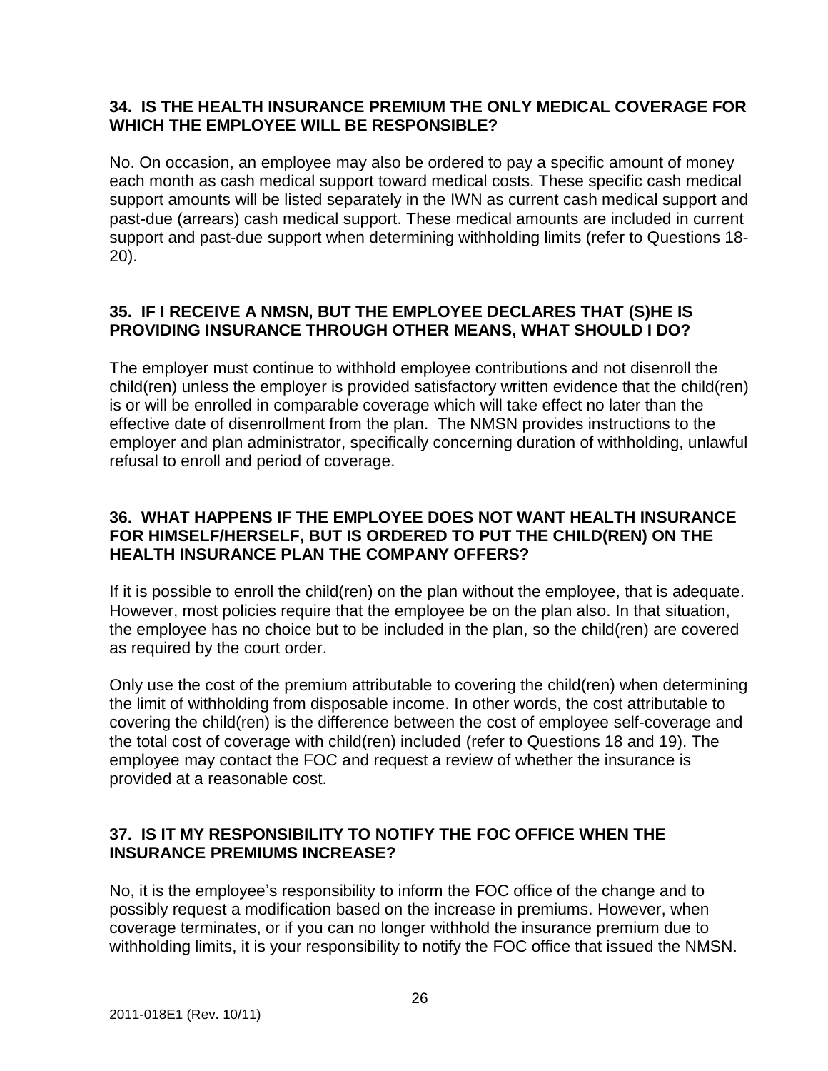### 34. IS THE HEALTH INSURANCE PREMIUM THE ONLY MEDICAL COVERAGE FOR WHICH THE EMPLOYEE WILL BE RESPONSIBLE?

No. On occasion, an employee may also be ordered to pay a specific amount of money each month as cash medical support toward medical costs. These specific cash medical support amounts will be listed separately in the IWN as current cash medical support and past-due (arrears) cash medical support. These medical amounts are included in current support and past-due support when determining withholding limits (refer to Questions 18-20).

### 35. IF I RECEIVE A NMSN, BUT THE EMPLOYEE DECLARES THAT (S)HE IS PROVIDING INSURANCE THROUGH OTHER MEANS, WHAT SHOULD I DO?

The employer must continue to withhold employee contributions and not disenroll the child(ren) unless the employer is provided satisfactory written evidence that the child(ren) is or will be enrolled in comparable coverage which will take effect no later than the effective date of disenrollment from the plan. The NMSN provides instructions to the employer and plan administrator, specifically concerning duration of withholding, unlawful refusal to enroll and period of coverage.

### 36. WHAT HAPPENS IF THE EMPLOYEE DOES NOT WANT HEALTH INSURANCE FOR HIMSELF/HERSELF, BUT IS ORDERED TO PUT THE CHILD(REN) ON THE HEALTH INSURANCE PLAN THE COMPANY OFFERS?

If it is possible to enroll the child(ren) on the plan without the employee, that is adequate. However, most policies require that the employee be on the plan also. In that situation, the employee has no choice but to be included in the plan, so the child(ren) are covered as required by the court order.

Only use the cost of the premium attributable to covering the child(ren) when determining the limit of withholding from disposable income. In other words, the cost attributable to covering the child(ren) is the difference between the cost of employee self-coverage and the total cost of coverage with child(ren) included (refer to Questions 18 and 19). The employee may contact the FOC and request a review of whether the insurance is provided at a reasonable cost.

### 37. IS IT MY RESPONSIBILITY TO NOTIFY THE FOC OFFICE WHEN THE INSURANCE PREMIUMS INCREASE?

No, it is the employee's responsibility to inform the FOC office of the change and to possibly request a modification based on the increase in premiums. However, when coverage terminates, or if you can no longer withhold the insurance premium due to withholding limits, it is your responsibility to notify the FOC office that issued the NMSN.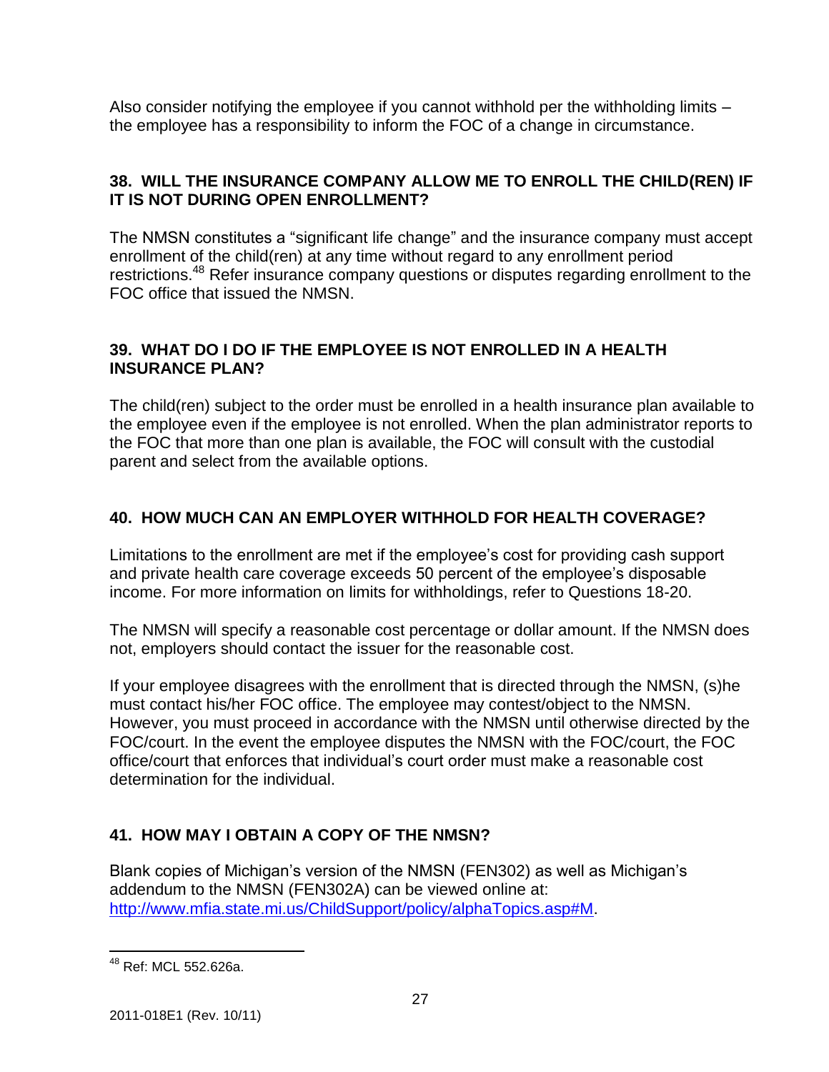Also consider notifying the employee if you cannot withhold per the withholding limits – the employee has a responsibility to inform the FOC of a change in circumstance.

### 38. WILL THE INSURANCE COMPANY ALLOW ME TO ENROLL THE CHILD(REN) IF IT IS NOT DURING OPEN ENROLLMENT?

The NMSN constitutes a "significant life change" and the insurance company must accept enrollment of the child(ren) at any time without regard to any enrollment period restrictions.[48] Refer insurance company questions or disputes regarding enrollment to the FOC office that issued the NMSN.

### 39. WHAT DO I DO IF THE EMPLOYEE IS NOT ENROLLED IN A HEALTH INSURANCE PLAN?

The child(ren) subject to the order must be enrolled in a health insurance plan available to the employee even if the employee is not enrolled. When the plan administrator reports to the FOC that more than one plan is available, the FOC will consult with the custodial parent and select from the available options.

### 40. HOW MUCH CAN AN EMPLOYER WITHHOLD FOR HEALTH COVERAGE?

Limitations to the enrollment are met if the employee's cost for providing cash support and private health care coverage exceeds 50 percent of the employee's disposable income. For more information on limits for withholdings, refer to Questions 18-20.

The NMSN will specify a reasonable cost percentage or dollar amount. If the NMSN does not, employers should contact the issuer for the reasonable cost.

If your employee disagrees with the enrollment that is directed through the NMSN, (s)he must contact his/her FOC office. The employee may contest/object to the NMSN. However, you must proceed in accordance with the NMSN until otherwise directed by the FOC/court. In the event the employee disputes the NMSN with the FOC/court, the FOC office/court that enforces that individual's court order must make a reasonable cost determination for the individual.

### 41. HOW MAY I OBTAIN A COPY OF THE NMSN?

Blank copies of Michigan's version of the NMSN (FEN302) as well as Michigan's addendum to the NMSN (FEN302A) can be viewed online at: [http://www.mfia.state.mi.us/ChildSupport/policy/alphaTopics.asp#M](http://www.mfia.state.mi.us/ChildSupport/policy/alphaTopics.asp#M).

---

[48] Ref: MCL 552.626a.

2011-018E1 (Rev. 10/11)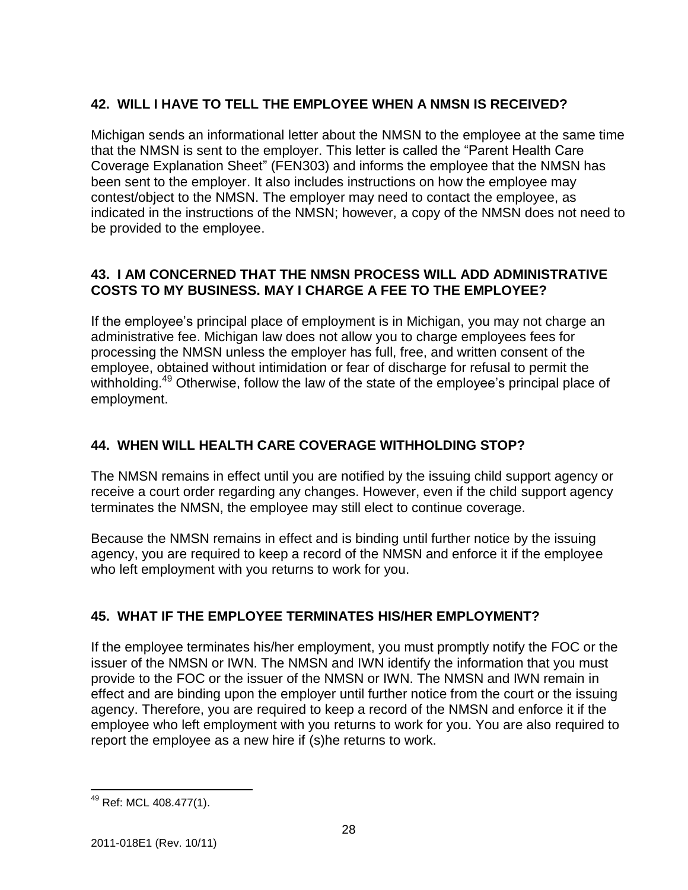### 42. WILL I HAVE TO TELL THE EMPLOYEE WHEN A NMSN IS RECEIVED?

Michigan sends an informational letter about the NMSN to the employee at the same time that the NMSN is sent to the employer. This letter is called the "Parent Health Care Coverage Explanation Sheet" (FEN303) and informs the employee that the NMSN has been sent to the employer. It also includes instructions on how the employee may contest/object to the NMSN. The employer may need to contact the employee, as indicated in the instructions of the NMSN; however, a copy of the NMSN does not need to be provided to the employee.

### 43. I AM CONCERNED THAT THE NMSN PROCESS WILL ADD ADMINISTRATIVE COSTS TO MY BUSINESS. MAY I CHARGE A FEE TO THE EMPLOYEE?

If the employee's principal place of employment is in Michigan, you may not charge an administrative fee. Michigan law does not allow you to charge employees fees for processing the NMSN unless the employer has full, free, and written consent of the employee, obtained without intimidation or fear of discharge for refusal to permit the withholding.[49] Otherwise, follow the law of the state of the employee's principal place of employment.

### 44. WHEN WILL HEALTH CARE COVERAGE WITHHOLDING STOP?

The NMSN remains in effect until you are notified by the issuing child support agency or receive a court order regarding any changes. However, even if the child support agency terminates the NMSN, the employee may still elect to continue coverage.

Because the NMSN remains in effect and is binding until further notice by the issuing agency, you are required to keep a record of the NMSN and enforce it if the employee who left employment with you returns to work for you.

### 45. WHAT IF THE EMPLOYEE TERMINATES HIS/HER EMPLOYMENT?

If the employee terminates his/her employment, you must promptly notify the FOC or the issuer of the NMSN or IWN. The NMSN and IWN identify the information that you must provide to the FOC or the issuer of the NMSN or IWN. The NMSN and IWN remain in effect and are binding upon the employer until further notice from the court or the issuing agency. Therefore, you are required to keep a record of the NMSN and enforce it if the employee who left employment with you returns to work for you. You are also required to report the employee as a new hire if (s)he returns to work.

---

[49] Ref: MCL 408.477(1).

2011-018E1 (Rev. 10/11)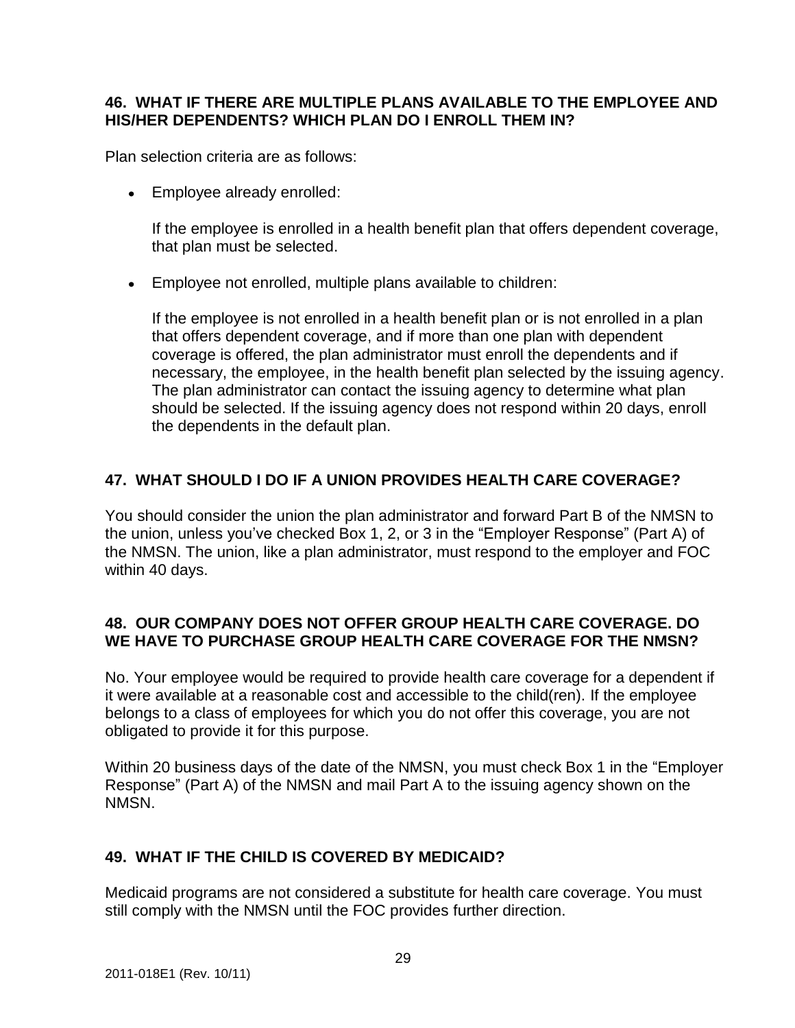### 46. WHAT IF THERE ARE MULTIPLE PLANS AVAILABLE TO THE EMPLOYEE AND HIS/HER DEPENDENTS? WHICH PLAN DO I ENROLL THEM IN?

Plan selection criteria are as follows:

- Employee already enrolled:

  If the employee is enrolled in a health benefit plan that offers dependent coverage, that plan must be selected.

- Employee not enrolled, multiple plans available to children:

  If the employee is not enrolled in a health benefit plan or is not enrolled in a plan that offers dependent coverage, and if more than one plan with dependent coverage is offered, the plan administrator must enroll the dependents and if necessary, the employee, in the health benefit plan selected by the issuing agency. The plan administrator can contact the issuing agency to determine what plan should be selected. If the issuing agency does not respond within 20 days, enroll the dependents in the default plan.

### 47. WHAT SHOULD I DO IF A UNION PROVIDES HEALTH CARE COVERAGE?

You should consider the union the plan administrator and forward Part B of the NMSN to the union, unless you've checked Box 1, 2, or 3 in the "Employer Response" (Part A) of the NMSN. The union, like a plan administrator, must respond to the employer and FOC within 40 days.

### 48. OUR COMPANY DOES NOT OFFER GROUP HEALTH CARE COVERAGE. DO WE HAVE TO PURCHASE GROUP HEALTH CARE COVERAGE FOR THE NMSN?

No. Your employee would be required to provide health care coverage for a dependent if it were available at a reasonable cost and accessible to the child(ren). If the employee belongs to a class of employees for which you do not offer this coverage, you are not obligated to provide it for this purpose.

Within 20 business days of the date of the NMSN, you must check Box 1 in the "Employer Response" (Part A) of the NMSN and mail Part A to the issuing agency shown on the NMSN.

### 49. WHAT IF THE CHILD IS COVERED BY MEDICAID?

Medicaid programs are not considered a substitute for health care coverage. You must still comply with the NMSN until the FOC provides further direction.

2011-018E1 (Rev. 10/11)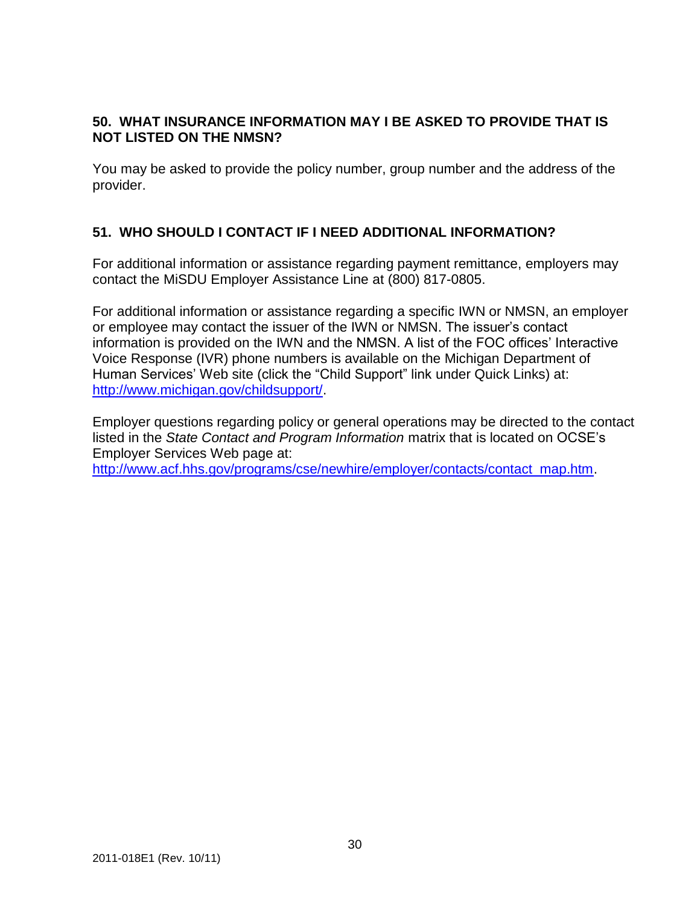**50. WHAT INSURANCE INFORMATION MAY I BE ASKED TO PROVIDE THAT IS NOT LISTED ON THE NMSN?**

You may be asked to provide the policy number, group number and the address of the provider.

**51. WHO SHOULD I CONTACT IF I NEED ADDITIONAL INFORMATION?**

For additional information or assistance regarding payment remittance, employers may contact the MiSDU Employer Assistance Line at (800) 817-0805.

For additional information or assistance regarding a specific IWN or NMSN, an employer or employee may contact the issuer of the IWN or NMSN. The issuer's contact information is provided on the IWN and the NMSN. A list of the FOC offices' Interactive Voice Response (IVR) phone numbers is available on the Michigan Department of Human Services' Web site (click the "Child Support" link under Quick Links) at: http://www.michigan.gov/childsupport/.

Employer questions regarding policy or general operations may be directed to the contact listed in the *State Contact and Program Information* matrix that is located on OCSE's Employer Services Web page at: http://www.acf.hhs.gov/programs/cse/newhire/employer/contacts/contact_map.htm.

2011-018E1 (Rev. 10/11)